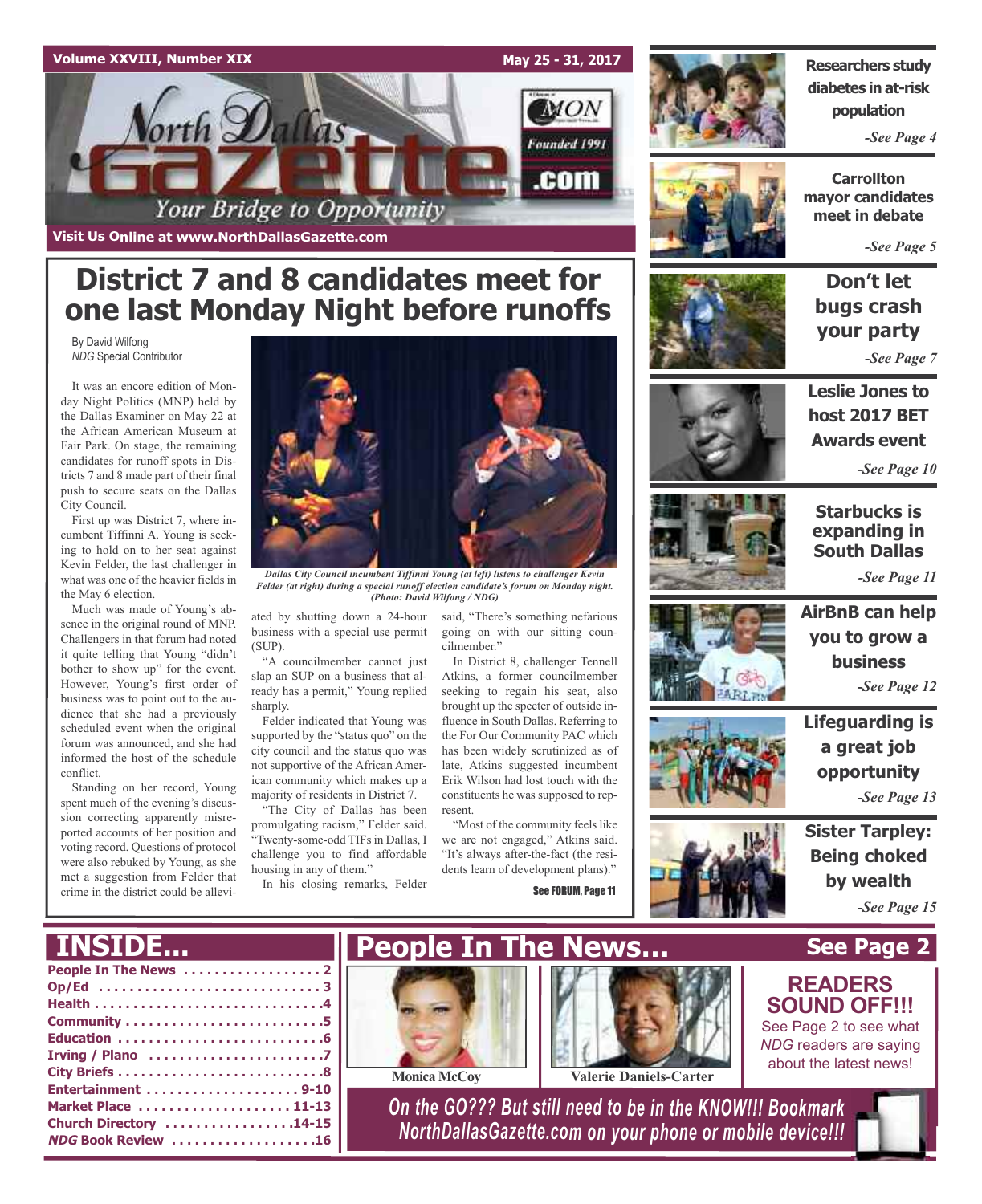Volume XXVIII, Number XIX — May 25 - 31, 2017

# North Dallas Gazette

*Your Bridge to Opportunity*

Founded 1991

Visit Us Online at www.NorthDallasGazette.com

# District 7 and 8 candidates meet for one last Monday Night before runoffs

By David Wilfong
*NDG* Special Contributor

It was an encore edition of Monday Night Politics (MNP) held by the Dallas Examiner on May 22 at the African American Museum at Fair Park. On stage, the remaining candidates for runoff spots in Districts 7 and 8 made part of their final push to secure seats on the Dallas City Council.

First up was District 7, where incumbent Tiffinni A. Young is seeking to hold on to her seat against Kevin Felder, the last challenger in what was one of the heavier fields in the May 6 election.

Much was made of Young's absence in the original round of MNP. Challengers in that forum had noted it quite telling that Young "didn't bother to show up" for the event. However, Young's first order of business was to point out to the audience that she had a previously scheduled event when the original forum was announced, and she had informed the host of the schedule conflict.

Standing on her record, Young spent much of the evening's discussion correcting apparently misreported accounts of her position and voting record. Questions of protocol were also rebuked by Young, as she met a suggestion from Felder that crime in the district could be alleviated by shutting down a 24-hour business with a special use permit (SUP).

*Dallas City Council incumbent Tiffinni Young (at left) listens to challenger Kevin Felder (at right) during a special runoff election candidate's forum on Monday night. (Photo: David Wilfong / NDG)*

"A councilmember cannot just slap an SUP on a business that already has a permit," Young replied sharply.

Felder indicated that Young was supported by the "status quo" on the city council and the status quo was not supportive of the African American community which makes up a majority of residents in District 7.

"The City of Dallas has been promulgating racism," Felder said. "Twenty-some-odd TIFs in Dallas, I challenge you to find affordable housing in any of them."

In his closing remarks, Felder said, "There's something nefarious going on with our sitting councilmember."

In District 8, challenger Tennell Atkins, a former councilmember seeking to regain his seat, also brought up the specter of outside influence in South Dallas. Referring to the For Our Community PAC which has been widely scrutinized as of late, Atkins suggested incumbent Erik Wilson had lost touch with the constituents he was supposed to represent.

"Most of the community feels like we are not engaged," Atkins said. "It's always after-the-fact (the residents learn of development plans)."

See FORUM, Page 11

---

**Researchers study diabetes in at-risk population** — *See Page 4*

**Carrollton mayor candidates meet in debate** — *See Page 5*

**Don't let bugs crash your party** — *See Page 7*

**Leslie Jones to host 2017 BET Awards event** — *See Page 10*

**Starbucks is expanding in South Dallas** — *See Page 11*

**AirBnB can help you to grow a business** — *See Page 12*

**Lifeguarding is a great job opportunity** — *See Page 13*

**Sister Tarpley: Being choked by wealth** — *See Page 15*

---

## INSIDE...

- People In The News . . . . . 2
- Op/Ed . . . . . 3
- Health . . . . . 4
- Community . . . . . 5
- Education . . . . . 6
- Irving / Plano . . . . . 7
- City Briefs . . . . . 8
- Entertainment . . . . . 9-10
- Market Place . . . . . 11-13
- Church Directory . . . . . 14-15
- *NDG* Book Review . . . . . 16

## People In The News... See Page 2

Monica McCoy

Valerie Daniels-Carter

## READERS SOUND OFF!!!

See Page 2 to see what *NDG* readers are saying about the latest news!

*On the GO??? But still need to be in the KNOW!!! Bookmark NorthDallasGazette.com on your phone or mobile device!!!*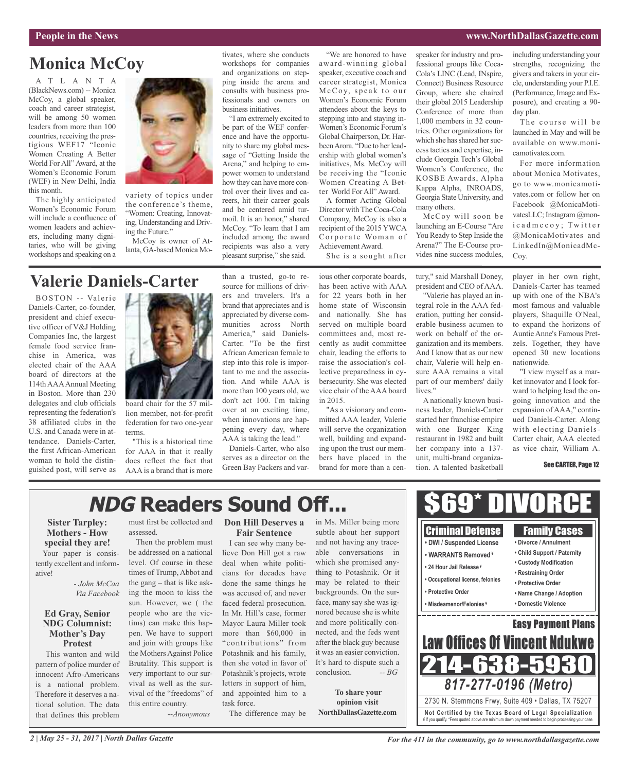# Monica McCoy

ATLANTA (BlackNews.com) -- Monica McCoy, a global speaker, coach and career strategist, will be among 50 women leaders from more than 100 countries, receiving the prestigious WEF17 "Iconic Women Creating A Better World For All" Award, at the Women's Economic Forum (WEF) in New Delhi, India this month.

The highly anticipated Women's Economic Forum will include a confluence of women leaders and achievers, including many dignitaries, who will be giving workshops and speaking on a variety of topics under the conference's theme, "Women: Creating, Innovating, Understanding and Driving the Future."

McCoy is owner of Atlanta, GA-based Monica Motivates, where she conducts workshops for companies and organizations on stepping inside the arena and consults with business professionals and owners on business initiatives.

"I am extremely excited to be part of the WEF conference and have the opportunity to share my global message of "Getting Inside the Arena," and helping to empower women to understand how they can have more control over their lives and careers, hit their career goals and be centered amid turmoil. It is an honor," shared McCoy. "To learn that I am included among the award recipients was also a very pleasant surprise," she said.

"We are honored to have award-winning global speaker, executive coach and career strategist, Monica McCoy, speak to our Women's Economic Forum attendees about the keys to stepping into and staying in-Women's Economic Forum's Global Chairperson, Dr. Harbeen Arora. "Due to her leadership with global women's initiatives, Ms. McCoy will be receiving the "Iconic Women Creating A Better World For All" Award.

A former Acting Global Director with The Coca-Cola Company, McCoy is also a recipient of the 2015 YWCA Corporate Woman of Achievement Award.

She is a sought after speaker for industry and professional groups like Coca-Cola's LINC (Lead, INspire, Connect) Business Resource Group, where she chaired their global 2015 Leadership Conference of more than 1,000 members in 32 countries. Other organizations for which she has shared her success tactics and expertise, include Georgia Tech's Global Women's Conference, the KOSBE Awards, Alpha Kappa Alpha, INROADS, Georgia State University, and many others.

McCoy will soon be launching an E-Course "Are You Ready to Step Inside the Arena?" The E-Course provides nine success modules, including understanding your strengths, recognizing the givers and takers in your circle, understanding your P.I.E. (Performance, Image and Exposure), and creating a 90-day plan.

The course will be launched in May and will be available on www.monicamotivates.com.

For more information about Monica Motivates, go to www.monicamotivates.com or follow her on Facebook @MonicaMotivatesLLC; Instagram @monicadmccoy; Twitter @MonicaMotivates and LinkedIn@MonicadMcCoy.

# Valerie Daniels-Carter

BOSTON -- Valerie Daniels-Carter, co-founder, president and chief executive officer of V&J Holding Companies Inc, the largest female food service franchise in America, was elected chair of the AAA board of directors at the 114th AAA Annual Meeting in Boston. More than 230 delegates and club officials representing the federation's 38 affiliated clubs in the U.S. and Canada were in attendance. Daniels-Carter, the first African-American woman to hold the distinguished post, will serve as board chair for the 57 million member, not-for-profit federation for two one-year terms.

"This is a historical time for AAA in that it really does reflect the fact that AAA is a brand that is more than a trusted, go-to resource for millions of drivers and travelers. It's a brand that appreciates and is appreciated by diverse communities across North America," said Daniels-Carter. "To be the first African American female to step into this role is important to me and the association. And while AAA is more than 100 years old, we don't act 100. I'm taking over at an exciting time, when innovations are happening every day, where AAA is taking the lead."

Daniels-Carter, who also serves as a director on the Green Bay Packers and various other corporate boards, has been active with AAA for 22 years both in her home state of Wisconsin and nationally. She has served on multiple board committees and, most recently as audit committee chair, leading the efforts to raise the association's collective preparedness in cybersecurity. She was elected vice chair of the AAA board in 2015.

"As a visionary and committed AAA leader, Valerie will serve the organization well, building and expanding upon the trust our members have placed in the brand for more than a century," said Marshall Doney, president and CEO of AAA.

"Valerie has played an integral role in the AAA federation, putting her considerable business acumen to work on behalf of the organization and its members. And I know that as our new chair, Valerie will help ensure AAA remains a vital part of our members' daily lives."

A nationally known business leader, Daniels-Carter started her franchise empire with one Burger King restaurant in 1982 and built her company into a 137-unit, multi-brand organization. A talented basketball player in her own right, Daniels-Carter has teamed up with one of the NBA's most famous and valuable players, Shaquille O'Neal, to expand the horizons of Auntie Anne's Famous Pretzels. Together, they have opened 30 new locations nationwide.

"I view myself as a market innovator and I look forward to helping lead the ongoing innovation and the expansion of AAA," continued Daniels-Carter. Along with electing Daniels-Carter chair, AAA elected as vice chair, William A.

See CARTER, Page 12

# *NDG* Readers Sound Off...

### Sister Tarpley: Mothers - How special they are!

Your paper is consistently excellent and informative!

*- John McCaa*
*Via Facebook*

### Ed Gray, Senior NDG Columnist: Mother's Day Protest

This wanton and wild pattern of police murder of innocent Afro-Americans is a national problem. Therefore it deserves a national solution. The data that defines this problem must first be collected and assessed.

Then the problem must be addressed on a national level. Of course in these times of Trump, Abbot and the gang – that is like asking the moon to kiss the sun. However, we ( the people who are the victims) can make this happen. We have to support and join with groups like the Mothers Against Police Brutality. This support is very important to our survival as well as the survival of the "freedoms" of this entire country.

*--Anonymous*

### Don Hill Deserves a Fair Sentence

I can see why many believe Don Hill got a raw deal when white politicians for decades have done the same things he was accused of, and never faced federal prosecution. In Mr. Hill's case, former Mayor Laura Miller took more than $60,000 in "contributions" from Potashnik and his family, then she voted in favor of Potashnik's projects, wrote letters in support of him, and appointed him to a task force.

The difference may be in Ms. Miller being more subtle about her support and not having any traceable conversations in which she promised anything to Potashnik. Or it may be related to their backgrounds. On the surface, many say she was ignored because she is white and more politically connected, and the feds went after the black guy because it was an easier conviction. It's hard to dispute such a conclusion. *-- BG*

**To share your opinion visit NorthDallasGazette.com**

# $69* DIVORCE

**Criminal Defense**
- DWI / Suspended License
- WARRANTS Removed¥
- 24 Hour Jail Release¥
- Occupational license, felonies
- Protective Order
- Misdeameanor/Felonies¥

**Family Cases**
- Divorce / Annulment
- Child Support / Paternity
- Custody Modification
- Restraining Order
- Protective Order
- Name Change / Adoption
- Domestic Violence

**Easy Payment Plans**

**Law Offices Of Vincent Ndukwe**

**214-638-5930**

*817-277-0196 (Metro)*

2730 N. Stemmons Frwy, Suite 409 • Dallas, TX 75207

**Not Certified by the Texas Board of Legal Specialization**
¥ If you qualify. *Fees quoted above are minimum down payment needed to begin processing your case.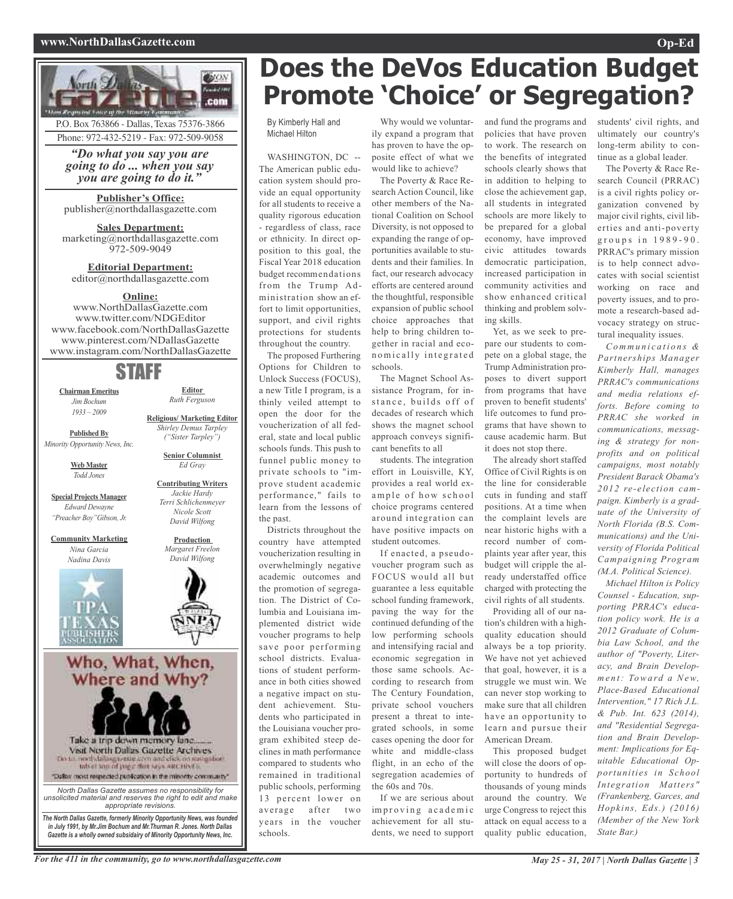P.O. Box 763866 - Dallas, Texas 75376-3866
Phone: 972-432-5219 - Fax: 972-509-9058

*"Do what you say you are going to do ... when you say you are going to do it."*

**Publisher's Office:**
publisher@northdallasgazette.com

**Sales Department:**
marketing@northdallasgazette.com
972-509-9049

**Editorial Department:**
editor@northdallasgazette.com

**Online:**
www.NorthDallasGazette.com
www.twitter.com/NDGEditor
www.facebook.com/NorthDallasGazette
www.pinterest.com/NDallasGazette
www.instagram.com/NorthDallasGazette

## STAFF

**Chairman Emeritus**
*Jim Bochum*
*1933 – 2009*

**Published By**
*Minority Opportunity News, Inc.*

**Web Master**
*Todd Jones*

**Special Projects Manager**
*Edward Dewayne "Preacher Boy" Gibson, Jr.*

**Community Marketing**
*Nina Garcia*
*Nadina Davis*

**Editor**
*Ruth Ferguson*

**Religious/ Marketing Editor**
*Shirley Demus Tarpley ("Sister Tarpley")*

**Senior Columnist**
*Ed Gray*

**Contributing Writers**
*Jackie Hardy*
*Terri Schlichenmeyer*
*Nicole Scott*
*David Wilfong*

**Production**
*Margaret Freelon*
*David Wilfong*

**Who, What, When, Where and Why?**

Take a trip down memory lane.......
Visit North Dallas Gazette Archives

"Dallas' most respected publication in the minority community"

*North Dallas Gazette assumes no responsibility for unsolicited material and reserves the right to edit and make appropriate revisions.*

***The North Dallas Gazette, formerly Minority Opportunity News, was founded in July 1991, by Mr.Jim Bochum and Mr.Thurman R. Jones. North Dallas Gazette is a wholly owned subsidairy of Minority Opportunity News, Inc.***

# Does the DeVos Education Budget Promote 'Choice' or Segregation?

By Kimberly Hall and Michael Hilton

WASHINGTON, DC -- The American public education system should provide an equal opportunity for all students to receive a quality rigorous education - regardless of class, race or ethnicity. In direct opposition to this goal, the Fiscal Year 2018 education budget recommendations from the Trump Administration show an effort to limit opportunities, support, and civil rights protections for students throughout the country.

The proposed Furthering Options for Children to Unlock Success (FOCUS), a new Title I program, is a thinly veiled attempt to open the door for the voucherization of all federal, state and local public schools funds. This push to funnel public money to private schools to "improve student academic performance," fails to learn from the lessons of the past.

Districts throughout the country have attempted voucherization resulting in overwhelmingly negative academic outcomes and the promotion of segregation. The District of Columbia and Louisiana implemented district wide voucher programs to help save poor performing school districts. Evaluations of student performance in both cities showed a negative impact on student achievement. Students who participated in the Louisiana voucher program exhibited steep declines in math performance compared to students who remained in traditional public schools, performing 13 percent lower on average after two years in the voucher schools.

Why would we voluntarily expand a program that has proven to have the opposite effect of what we would like to achieve?

The Poverty & Race Research Action Council, like other members of the National Coalition on School Diversity, is not opposed to expanding the range of opportunities available to students and their families. In fact, our research advocacy efforts are centered around the thoughtful, responsible expansion of public school choice approaches that help to bring children together in racial and economically integrated schools.

The Magnet School Assistance Program, for instance, builds off of decades of research which shows the magnet school approach conveys significant benefits to all students. The integration effort in Louisville, KY, provides a real world example of how school choice programs centered around integration can have positive impacts on student outcomes.

If enacted, a pseudo-voucher program such as FOCUS would all but guarantee a less equitable school funding framework, paving the way for the continued defunding of the low performing schools and intensifying racial and economic segregation in those same schools. According to research from The Century Foundation, private school vouchers present a threat to integrated schools, in some cases opening the door for white and middle-class flight, in an echo of the segregation academies of the 60s and 70s.

If we are serious about improving academic achievement for all students, we need to support and fund the programs and policies that have proven to work. The research on the benefits of integrated schools clearly shows that in addition to helping to close the achievement gap, all students in integrated schools are more likely to be prepared for a global economy, have improved civic attitudes towards democratic participation, increased participation in community activities and show enhanced critical thinking and problem solving skills.

Yet, as we seek to prepare our students to compete on a global stage, the Trump Administration proposes to divert support from programs that have proven to benefit students' life outcomes to fund programs that have shown to cause academic harm. But it does not stop there.

The already short staffed Office of Civil Rights is on the line for considerable cuts in funding and staff positions. At a time when the complaint levels are near historic highs with a record number of complaints year after year, this budget will cripple the already understaffed office charged with protecting the civil rights of all students.

Providing all of our nation's children with a high-quality education should always be a top priority. We have not yet achieved that goal, however, it is a struggle we must win. We can never stop working to make sure that all children have an opportunity to learn and pursue their American Dream.

This proposed budget will close the doors of opportunity to hundreds of thousands of young minds around the country. We urge Congress to reject this attack on equal access to a quality public education, students' civil rights, and ultimately our country's long-term ability to continue as a global leader.

The Poverty & Race Research Council (PRRAC) is a civil rights policy organization convened by major civil rights, civil liberties and anti-poverty groups in 1989-90. PRRAC's primary mission is to help connect advocates with social scientist working on race and poverty issues, and to promote a research-based advocacy strategy on structural inequality issues.

*Communications & Partnerships Manager Kimberly Hall, manages PRRAC's communications and media relations efforts. Before coming to PRRAC she worked in communications, messaging & strategy for nonprofits and on political campaigns, most notably President Barack Obama's 2012 re-election campaign. Kimberly is a graduate of the University of North Florida (B.S. Communications) and the University of Florida Political Campaigning Program (M.A. Political Science).*

*Michael Hilton is Policy Counsel - Education, supporting PRRAC's education policy work. He is a 2012 Graduate of Columbia Law School, and the author of "Poverty, Literacy, and Brain Development: Toward a New, Place-Based Educational Intervention," 17 Rich J.L. & Pub. Int. 623 (2014), and "Residential Segregation and Brain Development: Implications for Equitable Educational Opportunities in School Integration Matters" (Frankenberg, Garces, and Hopkins, Eds.) (2016) (Member of the New York State Bar.)*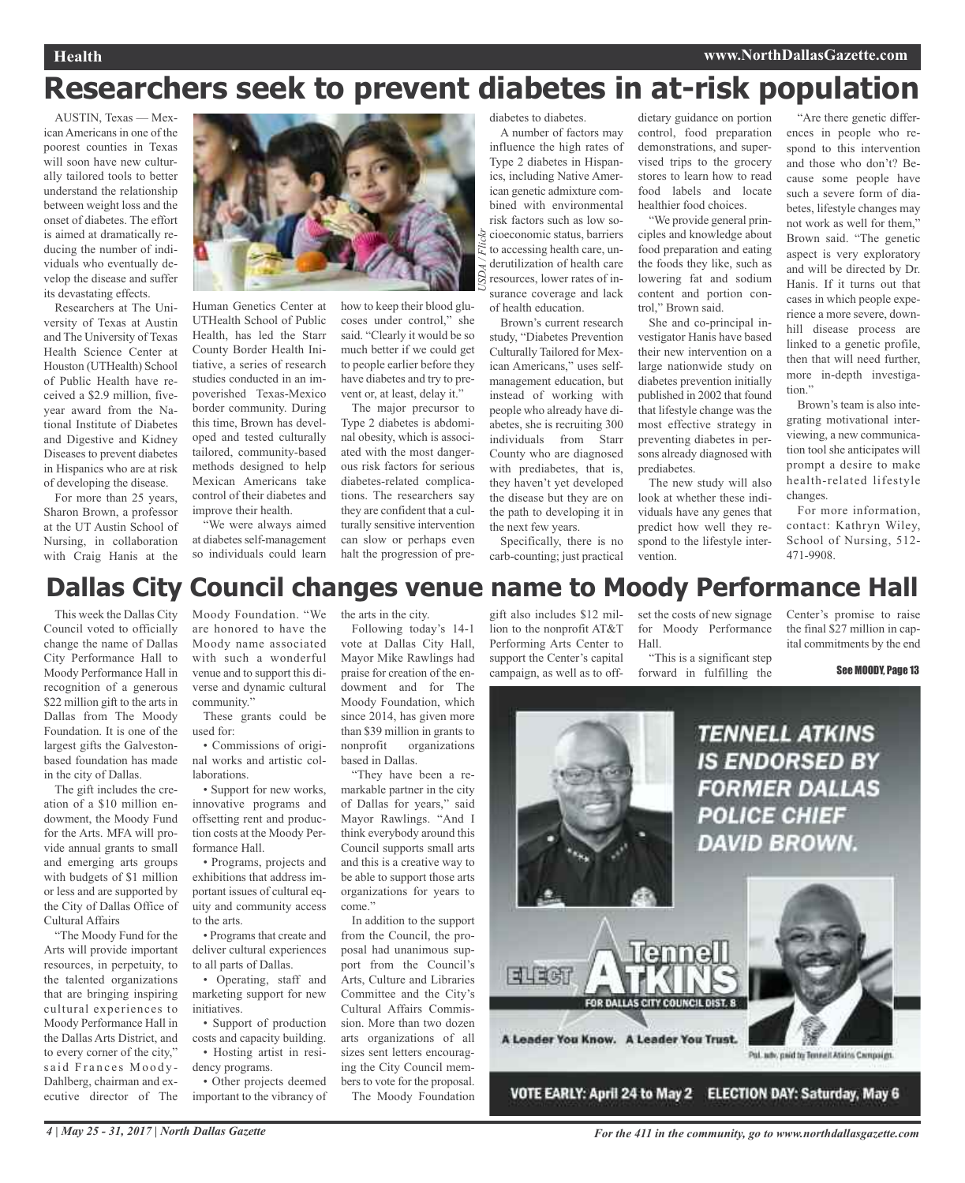# Researchers seek to prevent diabetes in at-risk population

AUSTIN, Texas — Mexican Americans in one of the poorest counties in Texas will soon have new culturally tailored tools to better understand the relationship between weight loss and the onset of diabetes. The effort is aimed at dramatically reducing the number of individuals who eventually develop the disease and suffer its devastating effects.

Researchers at The University of Texas at Austin and The University of Texas Health Science Center at Houston (UTHealth) School of Public Health have received a $2.9 million, five-year award from the National Institute of Diabetes and Digestive and Kidney Diseases to prevent diabetes in Hispanics who are at risk of developing the disease.

For more than 25 years, Sharon Brown, a professor at the UT Austin School of Nursing, in collaboration with Craig Hanis at the Human Genetics Center at UTHealth School of Public Health, has led the Starr County Border Health Initiative, a series of research studies conducted in an impoverished Texas-Mexico border community. During this time, Brown has developed and tested culturally tailored, community-based methods designed to help Mexican Americans take control of their diabetes and improve their health.

"We were always aimed at diabetes self-management so individuals could learn how to keep their blood glucoses under control," she said. "Clearly it would be so much better if we could get to people earlier before they have diabetes and try to prevent or, at least, delay it."

The major precursor to Type 2 diabetes is abdominal obesity, which is associated with the most dangerous risk factors for serious diabetes-related complications. The researchers say they are confident that a culturally sensitive intervention can slow or perhaps even halt the progression of prediabetes to diabetes.

USDA / Flickr

A number of factors may influence the high rates of Type 2 diabetes in Hispanics, including Native American genetic admixture combined with environmental risk factors such as low socioeconomic status, barriers to accessing health care, underutilization of health care resources, lower rates of insurance coverage and lack of health education.

Brown's current research study, "Diabetes Prevention Culturally Tailored for Mexican Americans," uses self-management education, but instead of working with people who already have diabetes, she is recruiting 300 individuals from Starr County who are diagnosed with prediabetes, that is, they haven't yet developed the disease but they are on the path to developing it in the next few years.

Specifically, there is no carb-counting; just practical dietary guidance on portion control, food preparation demonstrations, and supervised trips to the grocery stores to learn how to read food labels and locate healthier food choices.

"We provide general principles and knowledge about food preparation and eating the foods they like, such as lowering fat and sodium content and portion control," Brown said.

She and co-principal investigator Hanis have based their new intervention on a large nationwide study on diabetes prevention initially published in 2002 that found that lifestyle change was the most effective strategy in preventing diabetes in persons already diagnosed with prediabetes.

The new study will also look at whether these individuals have any genes that predict how well they respond to the lifestyle intervention.

"Are there genetic differences in people who respond to this intervention and those who don't? Because some people have such a severe form of diabetes, lifestyle changes may not work as well for them," Brown said. "The genetic aspect is very exploratory and will be directed by Dr. Hanis. If it turns out that cases in which people experience a more severe, downhill disease process are linked to a genetic profile, then that will need further, more in-depth investigation."

Brown's team is also integrating motivational interviewing, a new communication tool she anticipates will prompt a desire to make health-related lifestyle changes.

For more information, contact: Kathryn Wiley, School of Nursing, 512-471-9908.

# Dallas City Council changes venue name to Moody Performance Hall

This week the Dallas City Council voted to officially change the name of Dallas City Performance Hall to Moody Performance Hall in recognition of a generous $22 million gift to the arts in Dallas from The Moody Foundation. It is one of the largest gifts the Galveston-based foundation has made in the city of Dallas.

The gift includes the creation of a $10 million endowment, the Moody Fund for the Arts. MFA will provide annual grants to small and emerging arts groups with budgets of $1 million or less and are supported by the City of Dallas Office of Cultural Affairs

"The Moody Fund for the Arts will provide important resources, in perpetuity, to the talented organizations that are bringing inspiring cultural experiences to Moody Performance Hall in the Dallas Arts District, and to every corner of the city," said Frances Moody-Dahlberg, chairman and executive director of The Moody Foundation. "We are honored to have the Moody name associated with such a wonderful venue and to support this diverse and dynamic cultural community."

These grants could be used for:

- Commissions of original works and artistic collaborations.
- Support for new works, innovative programs and offsetting rent and production costs at the Moody Performance Hall.
- Programs, projects and exhibitions that address important issues of cultural equity and community access to the arts.
- Programs that create and deliver cultural experiences to all parts of Dallas.
- Operating, staff and marketing support for new initiatives.
- Support of production costs and capacity building.
- Hosting artist in residency programs.
- Other projects deemed important to the vibrancy of the arts in the city.

Following today's 14-1 vote at Dallas City Hall, Mayor Mike Rawlings had praise for creation of the endowment and for The Moody Foundation, which since 2014, has given more than $39 million in grants to nonprofit organizations based in Dallas.

"They have been a remarkable partner in the city of Dallas for years," said Mayor Rawlings. "And I think everybody around this Council supports small arts and this is a creative way to be able to support those arts organizations for years to come."

In addition to the support from the Council, the proposal had unanimous support from the Council's Arts, Culture and Libraries Committee and the City's Cultural Affairs Commission. More than two dozen arts organizations of all sizes sent letters encouraging the City Council members to vote for the proposal.

The Moody Foundation gift also includes $12 million to the nonprofit AT&T Performing Arts Center to support the Center's capital campaign, as well as to offset the costs of new signage for Moody Performance Hall.

"This is a significant step forward in fulfilling the Center's promise to raise the final $27 million in capital commitments by the end

See MOODY, Page 13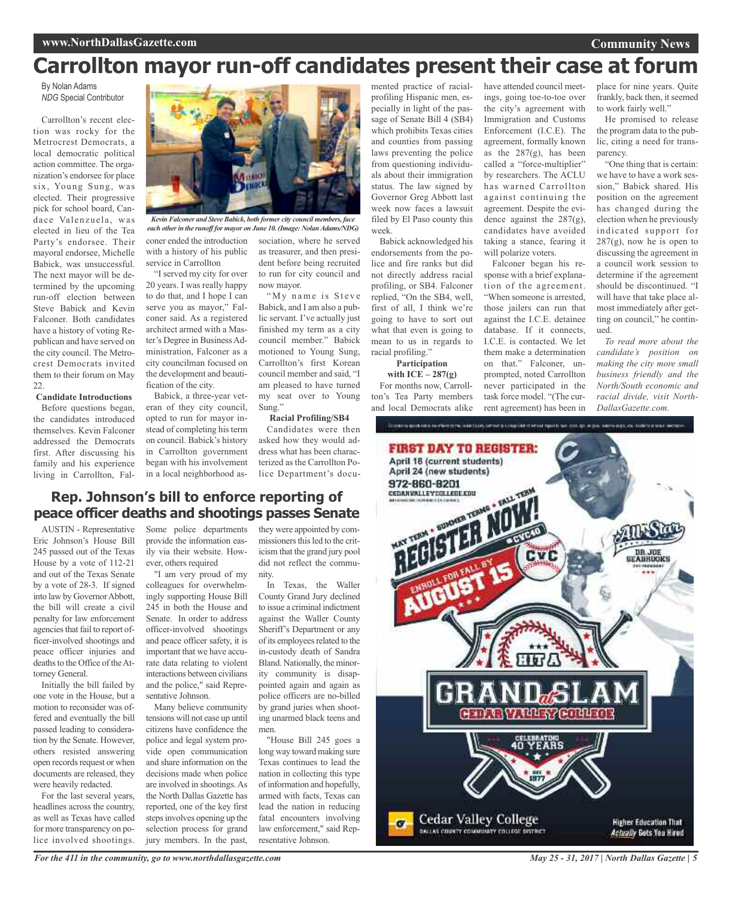# Carrollton mayor run-off candidates present their case at forum

By Nolan Adams
*NDG* Special Contributor

Carrollton's recent election was rocky for the Metrocrest Democrats, a local democratic political action committee. The organization's endorsee for place six, Young Sung, was elected. Their progressive pick for school board, Candace Valenzuela, was elected in lieu of the Tea Party's endorsee. Their mayoral endorsee, Michelle Babick, was unsuccessful. The next mayor will be determined by the upcoming run-off election between Steve Babick and Kevin Falconer. Both candidates have a history of voting Republican and have served on the city council. The Metrocrest Democrats invited them to their forum on May 22.

*Kevin Falconer and Steve Babick, both former city council members, face each other in the runoff for mayor on June 10. (Image: Nolan Adams/NDG)*

**Candidate Introductions**

Before questions began, the candidates introduced themselves. Kevin Falconer addressed the Democrats first. After discussing his family and his experience living in Carrollton, Falconer ended the introduction with a history of his public service in Carrollton

"I served my city for over 20 years. I was really happy to do that, and I hope I can serve you as mayor," Falconer said. As a registered architect armed with a Master's Degree in Business Administration, Falconer as a city councilman focused on the development and beautification of the city.

Babick, a three-year veteran of they city council, opted to run for mayor instead of completing his term on council. Babick's history in Carrollton government began with his involvement in a local neighborhood association, where he served as treasurer, and then president before being recruited to run for city council and now mayor.

"My name is Steve Babick, and I am also a public servant. I've actually just finished my term as a city council member." Babick motioned to Young Sung, Carrollton's first Korean council member and said, "I am pleased to have turned my seat over to Young Sung."

**Racial Profiling/SB4**

Candidates were then asked how they would address what has been characterized as the Carrollton Police Department's documented practice of racial-profiling Hispanic men, especially in light of the passage of Senate Bill 4 (SB4) which prohibits Texas cities and counties from passing laws preventing the police from questioning individuals about their immigration status. The law signed by Governor Greg Abbott last week now faces a lawsuit filed by El Paso county this week.

Babick acknowledged his endorsements from the police and fire ranks but did not directly address racial profiling, or SB4. Falconer replied, "On the SB4, well, first of all, I think we're going to have to sort out what that even is going to mean to us in regards to racial profiling."

**Participation with ICE – 287(g)**

For months now, Carrollton's Tea Party members and local Democrats alike have attended council meetings, going toe-to-toe over the city's agreement with Immigration and Customs Enforcement (I.C.E). The agreement, formally known as the 287(g), has been called a "force-multiplier" by researchers. The ACLU has warned Carrollton against continuing the agreement. Despite the evidence against the 287(g), candidates have avoided taking a stance, fearing it will polarize voters.

Falconer began his response with a brief explanation of the agreement. "When someone is arrested, those jailers can run that against the I.C.E. detainee database. If it connects, I.C.E. is contacted. We let them make a determination on that." Falconer, unprompted, noted Carrollton never participated in the task force model. "(The current agreement) has been in place for nine years. Quite frankly, back then, it seemed to work fairly well."

He promised to release the program data to the public, citing a need for transparency.

"One thing that is certain: we have to have a work session," Babick shared. His position on the agreement has changed during the election when he previously indicated support for 287(g), now he is open to discussing the agreement in a council work session to determine if the agreement should be discontinued. "I will have that take place almost immediately after getting on council," he continued.

*To read more about the candidate's position on making the city more small business friendly and the North/South economic and racial divide, visit NorthDallasGazette.com.*

## Rep. Johnson's bill to enforce reporting of peace officer deaths and shootings passes Senate

AUSTIN - Representative Eric Johnson's House Bill 245 passed out of the Texas House by a vote of 112-21 and out of the Texas Senate by a vote of 28-3. If signed into law by Governor Abbott, the bill will create a civil penalty for law enforcement agencies that fail to report officer-involved shootings and peace officer injuries and deaths to the Office of the Attorney General.

Initially the bill failed by one vote in the House, but a motion to reconsider was offered and eventually the bill passed leading to consideration by the Senate. However, others resisted answering open records request or when documents are released, they were heavily redacted.

For the last several years, headlines across the country, as well as Texas have called for more transparency on police involved shootings. Some police departments provide the information easily via their website. However, others required

"I am very proud of my colleagues for overwhelmingly supporting House Bill 245 in both the House and Senate. In order to address officer-involved shootings and peace officer safety, it is important that we have accurate data relating to violent interactions between civilians and the police," said Representative Johnson.

Many believe community tensions will not ease up until citizens have confidence the police and legal system provide open communication and share information on the decisions made when police are involved in shootings. As the North Dallas Gazette has reported, one of the key first steps involves opening up the selection process for grand jury members. In the past, they were appointed by commissioners this led to the criticism that the grand jury pool did not reflect the community.

In Texas, the Waller County Grand Jury declined to issue a criminal indictment against the Waller County Sheriff's Department or any of its employees related to the in-custody death of Sandra Bland. Nationally, the minority community is disappointed again and again as police officers are no-billed by grand juries when shooting unarmed black teens and men.

"House Bill 245 goes a long way toward making sure Texas continues to lead the nation in collecting this type of information and hopefully, armed with facts, Texas can lead the nation in reducing fatal encounters involving law enforcement," said Representative Johnson.

**FIRST DAY TO REGISTER:**
April 18 (current students)
April 24 (new students)
972-860-8201
CEDARVALLEYCOLLEGE.EDU

MAY TERM • SUMMER TERMS • FALL TERM
REGISTER NOW!
ENROLL FOR FALL BY AUGUST 15

HIT A GRAND SLAM at CEDAR VALLEY COLLEGE
CELEBRATING 40 YEARS
EST 1977

Cedar Valley College
DALLAS COUNTY COMMUNITY COLLEGE DISTRICT
Higher Education That *Actually* Gets You Hired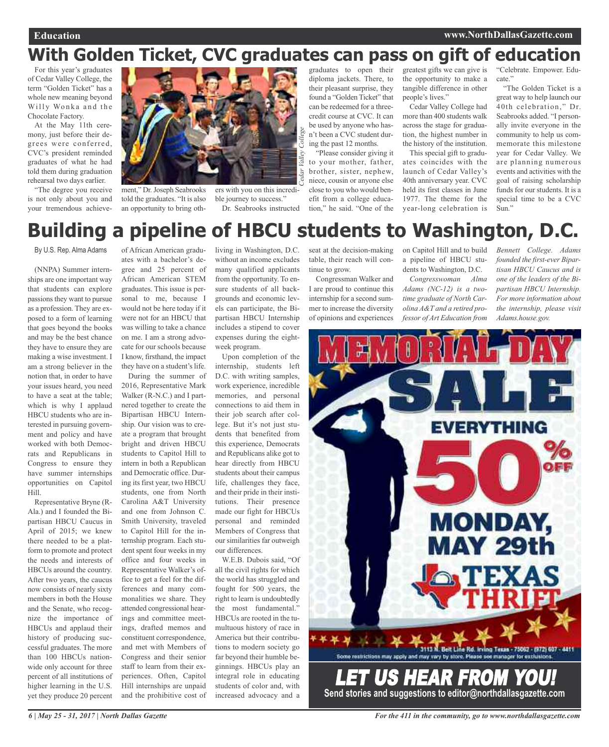# With Golden Ticket, CVC graduates can pass on gift of education

For this year's graduates of Cedar Valley College, the term "Golden Ticket" has a whole new meaning beyond Willy Wonka and the Chocolate Factory.

At the May 11th ceremony, just before their degrees were conferred, CVC's president reminded graduates of what he had told them during graduation rehearsal two days earlier.

"The degree you receive is not only about you and your tremendous achievement," Dr. Joseph Seabrooks told the graduates. "It is also an opportunity to bring others with you on this incredible journey to success."

Dr. Seabrooks instructed graduates to open their diploma jackets. There, to their pleasant surprise, they found a "Golden Ticket" that can be redeemed for a three-credit course at CVC. It can be used by anyone who hasn't been a CVC student during the past 12 months.

"Please consider giving it to your mother, father, brother, sister, nephew, niece, cousin or anyone else close to you who would benefit from a college education," he said. "One of the greatest gifts we can give is the opportunity to make a tangible difference in other people's lives."

Cedar Valley College had more than 400 students walk across the stage for graduation, the highest number in the history of the institution.

This special gift to graduates coincides with the launch of Cedar Valley's 40th anniversary year. CVC held its first classes in June 1977. The theme for the year-long celebration is "Celebrate. Empower. Educate."

"The Golden Ticket is a great way to help launch our 40th celebration," Dr. Seabrooks added. "I personally invite everyone in the community to help us commemorate this milestone year for Cedar Valley. We are planning numerous events and activities with the goal of raising scholarship funds for our students. It is a special time to be a CVC Sun."

# Building a pipeline of HBCU students to Washington, D.C.

By U.S. Rep. Alma Adams

(NNPA) Summer internships are one important way that students can explore passions they want to pursue as a profession. They are exposed to a form of learning that goes beyond the books and may be the best chance they have to ensure they are making a wise investment. I am a strong believer in the notion that, in order to have your issues heard, you need to have a seat at the table; which is why I applaud HBCU students who are interested in pursuing government and policy and have worked with both Democrats and Republicans in Congress to ensure they have summer internships opportunities on Capitol Hill.

Representative Bryne (R-Ala.) and I founded the Bipartisan HBCU Caucus in April of 2015; we knew there needed to be a platform to promote and protect the needs and interests of HBCUs around the country. After two years, the caucus now consists of nearly sixty members in both the House and the Senate, who recognize the importance of HBCUs and applaud their history of producing successful graduates. The more than 100 HBCUs nationwide only account for three percent of all institutions of higher learning in the U.S. yet they produce 20 percent of African American graduates with a bachelor's degree and 25 percent of African American STEM graduates. This issue is personal to me, because I would not be here today if it were not for an HBCU that was willing to take a chance on me. I am a strong advocate for our schools because I know, firsthand, the impact they have on a student's life.

During the summer of 2016, Representative Mark Walker (R-N.C.) and I partnered together to create the Bipartisan HBCU Internship. Our vision was to create a program that brought bright and driven HBCU students to Capitol Hill to intern in both a Republican and Democratic office. During its first year, two HBCU students, one from North Carolina A&T University and one from Johnson C. Smith University, traveled to Capitol Hill for the internship program. Each student spent four weeks in my office and four weeks in Representative Walker's office to get a feel for the differences and many commonalities we share. They attended congressional hearings and committee meetings, drafted memos and constituent correspondence, and met with Members of Congress and their senior staff to learn from their experiences. Often, Capitol Hill internships are unpaid and the prohibitive cost of living in Washington, D.C. without an income excludes many qualified applicants from the opportunity. To ensure students of all backgrounds and economic levels can participate, the Bipartisan HBCU Internship includes a stipend to cover expenses during the eight-week program.

Upon completion of the internship, students left D.C. with writing samples, work experience, incredible memories, and personal connections to aid them in their job search after college. But it's not just students that benefited from this experience, Democrats and Republicans alike got to hear directly from HBCU students about their campus life, challenges they face, and their pride in their institutions. Their presence made our fight for HBCUs personal and reminded Members of Congress that our similarities far outweigh our differences.

W.E.B. Dubois said, "Of all the civil rights for which the world has struggled and fought for 500 years, the right to learn is undoubtedly the most fundamental." HBCUs are rooted in the tumultuous history of race in America but their contributions to modern society go far beyond their humble beginnings. HBCUs play an integral role in educating students of color and, with increased advocacy and a seat at the decision-making table, their reach will continue to grow.

Congressman Walker and I are proud to continue this internship for a second summer to increase the diversity of opinions and experiences on Capitol Hill and to build a pipeline of HBCU students to Washington, D.C.

*Congresswoman Alma Adams (NC-12) is a two-time graduate of North Carolina A&T and a retired professor of Art Education from Bennett College. Adams founded the first-ever Bipartisan HBCU Caucus and is one of the leaders of the Bipartisan HBCU Internship. For more information about the internship, please visit Adams.house.gov.*

**LET US HEAR FROM YOU!**
Send stories and suggestions to editor@northdallasgazette.com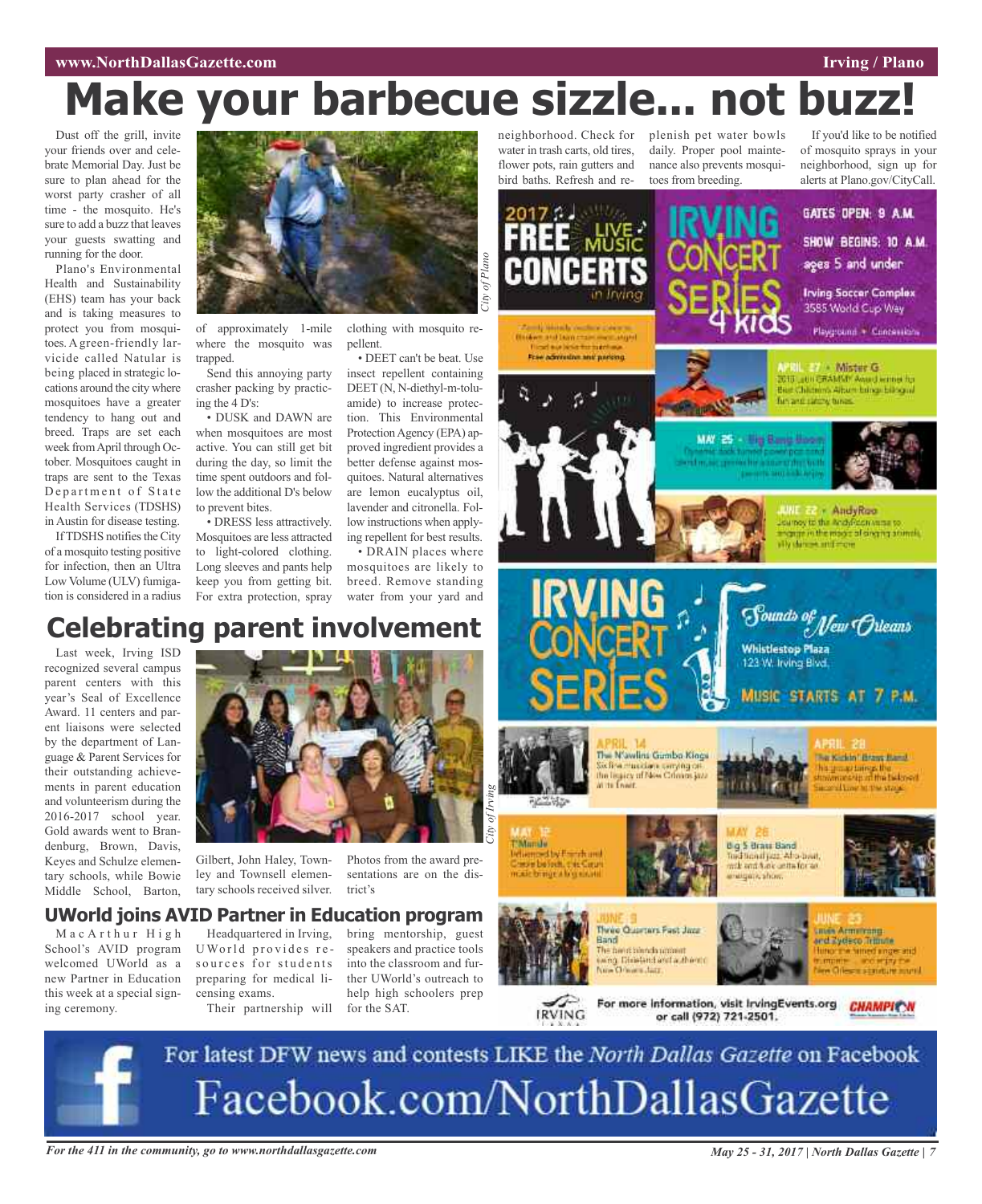# Make your barbecue sizzle... not buzz!

Dust off the grill, invite your friends over and celebrate Memorial Day. Just be sure to plan ahead for the worst party crasher of all time - the mosquito. He's sure to add a buzz that leaves your guests swatting and running for the door.

Plano's Environmental Health and Sustainability (EHS) team has your back and is taking measures to protect you from mosquitoes. A green-friendly larvicide called Natular is being placed in strategic locations around the city where mosquitoes have a greater tendency to hang out and breed. Traps are set each week from April through October. Mosquitoes caught in traps are sent to the Texas Department of State Health Services (TDSHS) in Austin for disease testing.

If TDSHS notifies the City of a mosquito testing positive for infection, then an Ultra Low Volume (ULV) fumigation is considered in a radius of approximately 1-mile where the mosquito was trapped.

*City of Plano*

Send this annoying party crasher packing by practicing the 4 D's:

• DUSK and DAWN are when mosquitoes are most active. You can still get bit during the day, so limit the time spent outdoors and follow the additional D's below to prevent bites.

• DRESS less attractively. Mosquitoes are less attracted to light-colored clothing. Long sleeves and pants help keep you from getting bit. For extra protection, spray clothing with mosquito repellent.

• DEET can't be beat. Use insect repellent containing DEET (N, N-diethyl-m-toluamide) to increase protection. This Environmental Protection Agency (EPA) approved ingredient provides a better defense against mosquitoes. Natural alternatives are lemon eucalyptus oil, lavender and citronella. Follow instructions when applying repellent for best results.

• DRAIN places where mosquitoes are likely to breed. Remove standing water from your yard and neighborhood. Check for water in trash carts, old tires, flower pots, rain gutters and bird baths. Refresh and replenish pet water bowls daily. Proper pool maintenance also prevents mosquitoes from breeding.

If you'd like to be notified of mosquito sprays in your neighborhood, sign up for alerts at Plano.gov/CityCall.

# Celebrating parent involvement

Last week, Irving ISD recognized several campus parent centers with this year's Seal of Excellence Award. 11 centers and parent liaisons were selected by the department of Language & Parent Services for their outstanding achievements in parent education and volunteerism during the 2016-2017 school year. Gold awards went to Brandenburg, Brown, Davis, Keyes and Schulze elementary schools, while Bowie Middle School, Barton, Gilbert, John Haley, Townley and Townsell elementary schools received silver.

Photos from the award presentations are on the district's

*City of Irving*

## UWorld joins AVID Partner in Education program

MacArthur High School's AVID program welcomed UWorld as a new Partner in Education this week at a special signing ceremony.

Headquartered in Irving, UWorld provides resources for students preparing for medical licensing exams.

Their partnership will bring mentorship, guest speakers and practice tools into the classroom and further UWorld's outreach to help high schoolers prep for the SAT.

---

**2017 FREE LIVE MUSIC CONCERTS in Irving**

Family friendly outdoor concerts. Bring blankets and lawn chairs. Food available for purchase. Free admission and parking.

**IRVING CONCERT SERIES 4 kids**

GATES OPEN: 9 A.M.
SHOW BEGINS: 10 A.M.
ages 5 and under

Irving Soccer Complex
3585 World Cup Way

Playground • Concessions

**APRIL 27 • Mister G** – 2015 Latin GRAMMY Award winner for Best Children's Album brings bilingual fun and catchy tunes.

**MAY 25 • Big Bang Boom** – Dynamic rock-funked power-pop band blending all genres for a sound that both parents and kids enjoy.

**JUNE 22 • AndyRoo** – Journey to the AndyRoo verse to engage in the magic of singing animals, silly dances and more.

**IRVING CONCERT SERIES – Sounds of New Orleans**

Whistlestop Plaza
123 W. Irving Blvd.

MUSIC STARTS AT 7 P.M.

**APRIL 14 – The N'awlins Gumbo Kings** – Six fine musicians carrying on the legacy of New Orleans jazz at its finest.

**APRIL 28 – The Kickin' Brass Band** – This group brings the showmanship of the beloved Second Line to the stage.

**MAY 12 – T'Monde** – Influenced by French and Creole ballads, this Cajun music brings a big sound.

**MAY 26 – Big 5 Brass Band** – Traditional jazz, Afro-beat, rock and funk unite for an energetic show.

**JUNE 9 – Three Quarters Fast Jazz Band** – The band blends upbeat swing, Dixieland and authentic New Orleans Jazz.

**JUNE 23 – Louis Armstrong and Zydeco Tribute** – Honor the famed singer and trumpeter ... and enjoy the New Orleans signature sound.

For more information, visit IrvingEvents.org or call (972) 721-2501.

---

For latest DFW news and contests LIKE the *North Dallas Gazette* on Facebook

Facebook.com/NorthDallasGazette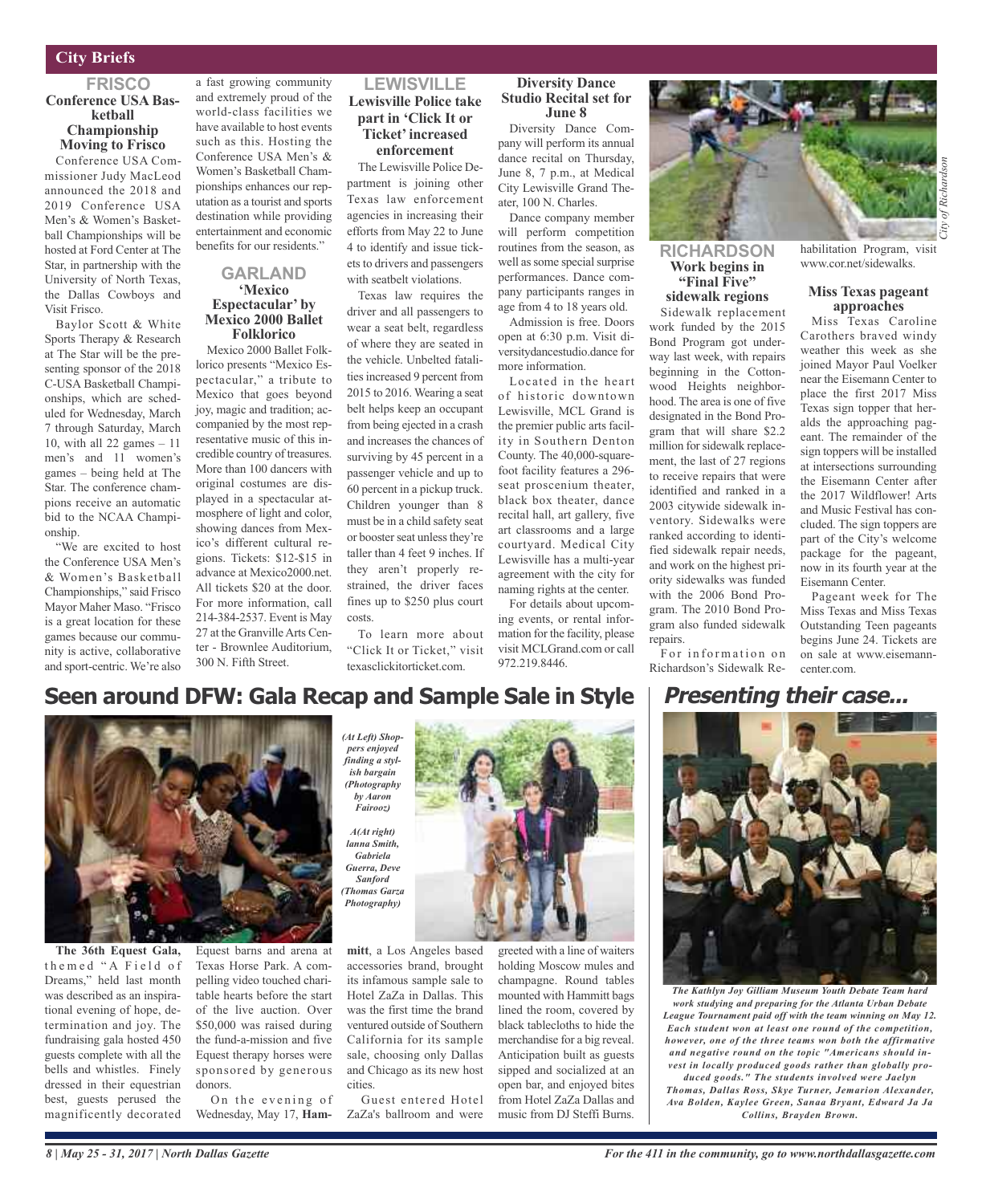## City Briefs

### FRISCO

#### Conference USA Basketball Championship Moving to Frisco

Conference USA Commissioner Judy MacLeod announced the 2018 and 2019 Conference USA Men's & Women's Basketball Championships will be hosted at Ford Center at The Star, in partnership with the University of North Texas, the Dallas Cowboys and Visit Frisco.

Baylor Scott & White Sports Therapy & Research at The Star will be the presenting sponsor of the 2018 C-USA Basketball Championships, which are scheduled for Wednesday, March 7 through Saturday, March 10, with all 22 games – 11 men's and 11 women's games – being held at The Star. The conference champions receive an automatic bid to the NCAA Championship.

"We are excited to host the Conference USA Men's & Women's Basketball Championships," said Frisco Mayor Maher Maso. "Frisco is a great location for these games because our community is active, collaborative and sport-centric. We're also a fast growing community and extremely proud of the world-class facilities we have available to host events such as this. Hosting the Conference USA Men's & Women's Basketball Championships enhances our reputation as a tourist and sports destination while providing entertainment and economic benefits for our residents."

### GARLAND

#### 'Mexico Espectacular' by Mexico 2000 Ballet Folklorico

Mexico 2000 Ballet Folklorico presents "Mexico Espectacular," a tribute to Mexico that goes beyond joy, magic and tradition; accompanied by the most representative music of this incredible country of treasures. More than 100 dancers with original costumes are displayed in a spectacular atmosphere of light and color, showing dances from Mexico's different cultural regions. Tickets: $12-$15 in advance at Mexico2000.net. All tickets $20 at the door. For more information, call 214-384-2537. Event is May 27 at the Granville Arts Center - Brownlee Auditorium, 300 N. Fifth Street.

### LEWISVILLE

#### Lewisville Police take part in 'Click It or Ticket' increased enforcement

The Lewisville Police Department is joining other Texas law enforcement agencies in increasing their efforts from May 22 to June 4 to identify and issue tickets to drivers and passengers with seatbelt violations.

Texas law requires the driver and all passengers to wear a seat belt, regardless of where they are seated in the vehicle. Unbelted fatalities increased 9 percent from 2015 to 2016. Wearing a seat belt helps keep an occupant from being ejected in a crash and increases the chances of surviving by 45 percent in a passenger vehicle and up to 60 percent in a pickup truck. Children younger than 8 must be in a child safety seat or booster seat unless they're taller than 4 feet 9 inches. If they aren't properly restrained, the driver faces fines up to $250 plus court costs.

To learn more about "Click It or Ticket," visit texasclickitorticket.com.

#### Diversity Dance Studio Recital set for June 8

Diversity Dance Company will perform its annual dance recital on Thursday, June 8, 7 p.m., at Medical City Lewisville Grand Theater, 100 N. Charles.

Dance company member will perform competition routines from the season, as well as some special surprise performances. Dance company participants ranges in age from 4 to 18 years old.

Admission is free. Doors open at 6:30 p.m. Visit diversitydancestudio.dance for more information.

Located in the heart of historic downtown Lewisville, MCL Grand is the premier public arts facility in Southern Denton County. The 40,000-square-foot facility features a 296-seat proscenium theater, black box theater, dance recital hall, art gallery, five art classrooms and a large courtyard. Medical City Lewisville has a multi-year agreement with the city for naming rights at the center.

For details about upcoming events, or rental information for the facility, please visit MCLGrand.com or call 972.219.8446.

*City of Richardson*

### RICHARDSON

#### Work begins in "Final Five" sidewalk regions

Sidewalk replacement work funded by the 2015 Bond Program got underway last week, with repairs beginning in the Cottonwood Heights neighborhood. The area is one of five designated in the Bond Program that will share $2.2 million for sidewalk replacement, the last of 27 regions to receive repairs that were identified and ranked in a 2003 citywide sidewalk inventory. Sidewalks were ranked according to identified sidewalk repair needs, and work on the highest priority sidewalks was funded with the 2006 Bond Program. The 2010 Bond Program also funded sidewalk repairs.

For information on Richardson's Sidewalk Rehabilitation Program, visit www.cor.net/sidewalks.

#### Miss Texas pageant approaches

Miss Texas Caroline Carothers braved windy weather this week as she joined Mayor Paul Voelker near the Eisemann Center to place the first 2017 Miss Texas sign topper that heralds the approaching pageant. The remainder of the sign toppers will be installed at intersections surrounding the Eisemann Center after the 2017 Wildflower! Arts and Music Festival has concluded. The sign toppers are part of the City's welcome package for the pageant, now in its fourth year at the Eisemann Center.

Pageant week for The Miss Texas and Miss Texas Outstanding Teen pageants begins June 24. Tickets are on sale at www.eisemanncenter.com.

## Seen around DFW: Gala Recap and Sample Sale in Style

*(At Left) Shoppers enjoyed finding a stylish bargain (Photography by Aaron Fairooz)*

*A(At right) lanna Smith, Gabriela Guerra, Deve Sanford (Thomas Garza Photography)*

**The 36th Equest Gala,** themed "A Field of Dreams," held last month was described as an inspirational evening of hope, determination and joy. The fundraising gala hosted 450 guests complete with all the bells and whistles. Finely dressed in their equestrian best, guests perused the magnificently decorated Equest barns and arena at Texas Horse Park. A compelling video touched charitable hearts before the start of the live auction. Over $50,000 was raised during the fund-a-mission and five Equest therapy horses were sponsored by generous donors.

On the evening of Wednesday, May 17, **Hammitt**, a Los Angeles based accessories brand, brought its infamous sample sale to Hotel ZaZa in Dallas. This was the first time the brand ventured outside of Southern California for its sample sale, choosing only Dallas and Chicago as its new host cities.

Guest entered Hotel ZaZa's ballroom and were greeted with a line of waiters holding Moscow mules and champagne. Round tables mounted with Hammitt bags lined the room, covered by black tablecloths to hide the merchandise for a big reveal. Anticipation built as guests sipped and socialized at an open bar, and enjoyed bites from Hotel ZaZa Dallas and music from DJ Steffi Burns.

## *Presenting their case...*

***The Kathlyn Joy Gilliam Museum Youth Debate Team hard work studying and preparing for the Atlanta Urban Debate League Tournament paid off with the team winning on May 12. Each student won at least one round of the competition, however, one of the three teams won both the affirmative and negative round on the topic "Americans should invest in locally produced goods rather than globally produced goods." The students involved were Jaelyn Thomas, Dallas Ross, Skye Turner, Jemarion Alexander, Ava Bolden, Kaylee Green, Sanaa Bryant, Edward Ja Ja Collins, Brayden Brown.***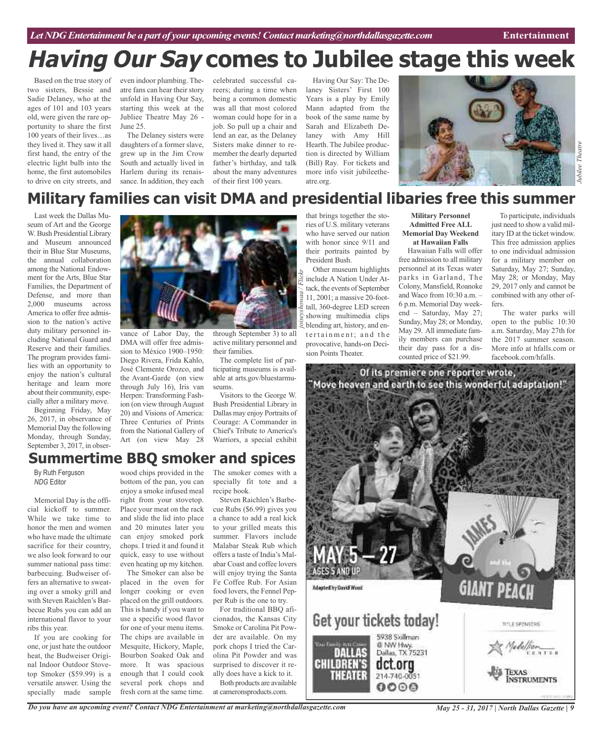# *Having Our Say* comes to Jubilee stage this week

Based on the true story of two sisters, Bessie and Sadie Delaney, who at the ages of 101 and 103 years old, were given the rare opportunity to share the first 100 years of their lives…as they lived it. They saw it all first hand, the entry of the electric light bulb into the home, the first automobiles to drive on city streets, and even indoor plumbing. Theatre fans can hear their story unfold in Having Our Say, starting this week at the Jubliee Theatre May 26 - June 25.

The Delaney sisters were daughters of a former slave, grew up in the Jim Crow South and actually lived in Harlem during its renaissance. In addition, they each celebrated successful careers; during a time when being a common domestic was all that most colored woman could hope for in a job. So pull up a chair and lend an ear, as the Delaney Sisters make dinner to remember the dearly departed father's birthday, and talk about the many adventures of their first 100 years.

Having Our Say: The Delaney Sisters' First 100 Years is a play by Emily Mann adapted from the book of the same name by Sarah and Elizabeth Delaney with Amy Hill Hearth. The Jubilee production is directed by William (Bill) Ray. For tickets and more info visit jubileetheatre.org.

*Jubilee Theatre*

# Military families can visit DMA and presidential libaries free this summer

Last week the Dallas Museum of Art and the George W. Bush Presidential Library and Museum announced their in Blue Star Museums, the annual collaboration among the National Endowment for the Arts, Blue Star Families, the Department of Defense, and more than 2,000 museums across America to offer free admission to the nation's active duty military personnel including National Guard and Reserve and their families. The program provides families with an opportunity to enjoy the nation's cultural heritage and learn more about their community, especially after a military move.

Beginning Friday, May 26, 2017, in observance of Memorial Day the following Monday, through Sunday, September 3, 2017, in observance of Labor Day, the DMA will offer free admission to México 1900–1950: Diego Rivera, Frida Kahlo, José Clemente Orozco, and the Avant-Garde (on view through July 16), Iris van Herpen: Transforming Fashion (on view through August 20) and Visions of America: Three Centuries of Prints from the National Gallery of Art (on view May 28 through September 3) to all active military personnel and their families.

The complete list of participating museums is available at arts.gov/bluestarmuseums.

Visitors to the George W. Bush Presidential Library in Dallas may enjoy Portraits of Courage: A Commander in Chief's Tribute to America's Warriors, a special exhibit that brings together the stories of U.S. military veterans who have served our nation with honor since 9/11 and their portraits painted by President Bush.

*joiseyshowaa / Flickr*

Other museum highlights include A Nation Under Attack, the events of September 11, 2001; a massive 20-foot-tall, 360-degree LED screen showing multimedia clips blending art, history, and entertainment; and the provocative, hands-on Decision Points Theater.

**Military Personnel Admitted Free ALL Memorial Day Weekend at Hawaiian Falls**

Hawaiian Falls will offer free admission to all military personnel at its Texas water parks in Garland, The Colony, Mansfield, Roanoke and Waco from 10:30 a.m. – 6 p.m. Memorial Day weekend – Saturday, May 27; Sunday, May 28; or Monday, May 29. All immediate family members can purchase their day pass for a discounted price of $21.99.

To participate, individuals just need to show a valid military ID at the ticket window. This free admission applies to one individual admission for a military member on Saturday, May 27; Sunday, May 28; or Monday, May 29, 2017 only and cannot be combined with any other offers.

The water parks will open to the public 10:30 a.m. Saturday, May 27th for the 2017 summer season. More info at hfalls.com or facebook.com/hfalls.

# Summertime BBQ smoker and spices

By Ruth Ferguson
*NDG* Editor

Memorial Day is the official kickoff to summer. While we take time to honor the men and women who have made the ultimate sacrifice for their country, we also look forward to our summer national pass time: barbecuing. Budweiser offers an alternative to sweating over a smoky grill and with Steven Raichlen's Barbecue Rubs you can add an international flavor to your ribs this year.

If you are cooking for one, or just hate the outdoor heat, the Budweiser Original Indoor Outdoor Stovetop Smoker ($59.99) is a versatile answer. Using the specially made sample wood chips provided in the bottom of the pan, you can enjoy a smoke infused meal right from your stovetop. Place your meat on the rack and slide the lid into place and 20 minutes later you can enjoy smoked pork chops. I tried it and found it quick, easy to use without even heating up my kitchen.

The Smoker can also be placed in the oven for longer cooking or even placed on the grill outdoors. This is handy if you want to use a specific wood flavor for one of your menu items. The chips are available in Mesquite, Hickory, Maple, Bourbon Soaked Oak and more. It was spacious enough that I could cook several pork chops and fresh corn at the same time. The smoker comes with a specially fit tote and a recipe book.

Steven Raichlen's Barbecue Rubs ($6.99) gives you a chance to add a real kick to your grilled meats this summer. Flavors include Malabar Steak Rub which offers a taste of India's Malabar Coast and coffee lovers will enjoy trying the Santa Fe Coffee Rub. For Asian food lovers, the Fennel Pepper Rub is the one to try.

For traditional BBQ aficionados, the Kansas City Smoke or Carolina Pit Powder are available. On my pork chops I tried the Carolina Pit Powder and was surprised to discover it really does have a kick to it.

Both products are available at cameronsproducts.com.

Of its premiere one reporter wrote, "Move heaven and earth to see this wonderful adaptation!"

MAY 5 – 27
AGES 5 AND UP
Adapted by David Wood

JAMES and the GIANT PEACH

Get your tickets today!

Your Family Arts Center
DALLAS CHILDREN'S THEATER
5938 Skillman @ NW Hwy. Dallas, TX 75231
dct.org
214-740-0051

TITLE SPONSORS: Medallion Center, Texas Instruments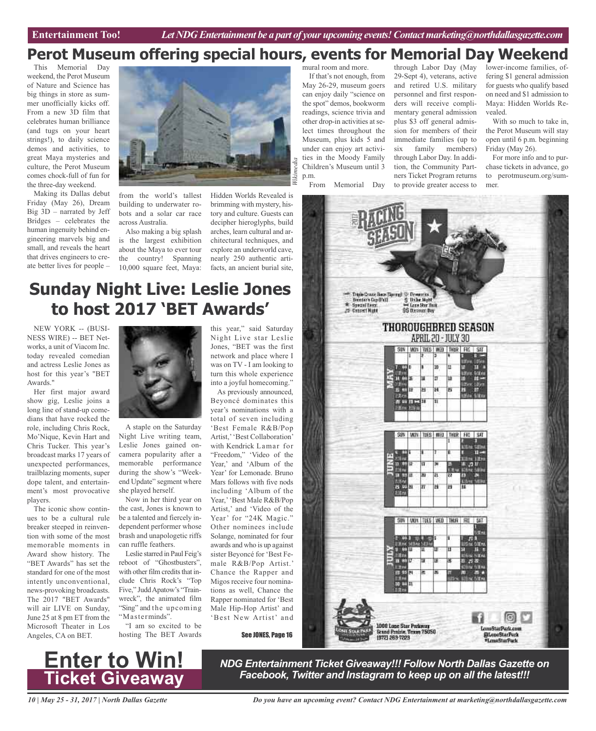# Perot Museum offering special hours, events for Memorial Day Weekend

This Memorial Day weekend, the Perot Museum of Nature and Science has big things in store as summer unofficially kicks off. From a new 3D film that celebrates human brilliance (and tugs on your heart strings!), to daily science demos and activities, to great Maya mysteries and culture, the Perot Museum comes chock-full of fun for the three-day weekend.

Making its Dallas debut Friday (May 26), Dream Big 3D – narrated by Jeff Bridges – celebrates the human ingenuity behind engineering marvels big and small, and reveals the heart that drives engineers to create better lives for people – from the world's tallest building to underwater robots and a solar car race across Australia.

Also making a big splash is the largest exhibition about the Maya to ever tour the country! Spanning 10,000 square feet, Maya: Hidden Worlds Revealed is brimming with mystery, history and culture. Guests can decipher hieroglyphs, build arches, learn cultural and architectural techniques, and explore an underworld cave, nearly 250 authentic artifacts, an ancient burial site, mural room and more.

*Wikimedia*

If that's not enough, from May 26-29, museum goers can enjoy daily "science on the spot" demos, bookworm readings, science trivia and other drop-in activities at select times throughout the Museum, plus kids 5 and under can enjoy art activities in the Moody Family Children's Museum until 3 p.m.

From Memorial Day through Labor Day (May 29-Sept 4), veterans, active and retired U.S. military personnel and first responders will receive complimentary general admission plus $3 off general admission for members of their immediate families (up to six family members) through Labor Day. In addition, the Community Partners Ticket Program returns to provide greater access to lower-income families, offering $1 general admission for guests who qualify based on need and $1 admission to Maya: Hidden Worlds Revealed.

With so much to take in, the Perot Museum will stay open until 6 p.m. beginning Friday (May 26).

For more info and to purchase tickets in advance, go to perotmuseum.org/summer.

# Sunday Night Live: Leslie Jones to host 2017 'BET Awards'

NEW YORK -- (BUSINESS WIRE) -- BET Networks, a unit of Viacom Inc. today revealed comedian and actress Leslie Jones as host for this year's "BET Awards."

Her first major award show gig, Leslie joins a long line of stand-up comedians that have rocked the role, including Chris Rock, Mo'Nique, Kevin Hart and Chris Tucker. This year's broadcast marks 17 years of unexpected performances, trailblazing moments, super dope talent, and entertainment's most provocative players.

The iconic show continues to be a cultural rule breaker steeped in reinvention with some of the most memorable moments in Award show history. The "BET Awards" has set the standard for one of the most intently unconventional, news-provoking broadcasts. The 2017 "BET Awards" will air LIVE on Sunday, June 25 at 8 pm ET from the Microsoft Theater in Los Angeles, CA on BET.

A staple on the Saturday Night Live writing team, Leslie Jones gained on-camera popularity after a memorable performance during the show's "Weekend Update" segment where she played herself.

Now in her third year on the cast, Jones is known to be a talented and fiercely independent performer whose brash and unapologetic riffs can ruffle feathers.

Leslie starred in Paul Feig's reboot of "Ghostbusters", with other film credits that include Chris Rock's "Top Five," Judd Apatow's "Trainwreck", the animated film "Sing" and the upcoming "Masterminds".

"I am so excited to be hosting The BET Awards this year," said Saturday Night Live star Leslie Jones, "BET was the first network and place where I was on TV - I am looking to turn this whole experience into a joyful homecoming."

As previously announced, Beyoncé dominates this year's nominations with a total of seven including 'Best Female R&B/Pop Artist,' 'Best Collaboration' with Kendrick Lamar for "Freedom," 'Video of the Year,' and 'Album of the Year' for Lemonade. Bruno Mars follows with five nods including 'Album of the Year,' 'Best Male R&B/Pop Artist,' and 'Video of the Year' for "24K Magic." Other nominees include Solange, nominated for four awards and who is up against sister Beyoncé for 'Best Female R&B/Pop Artist.' Chance the Rapper and Migos receive four nominations as well, Chance the Rapper nominated for 'Best Male Hip-Hop Artist' and 'Best New Artist' and

See JONES, Page 16

2017 RACING SEASON

THOROUGHBRED SEASON
APRIL 20 - JULY 30

1000 Lone Star Parkway
Grand Prairie, Texas 75050
(972) 263-7223

LoneStarPark.com

# Enter to Win! Ticket Giveaway

*NDG Entertainment Ticket Giveaway!!! Follow North Dallas Gazette on Facebook, Twitter and Instagram to keep up on all the latest!!!*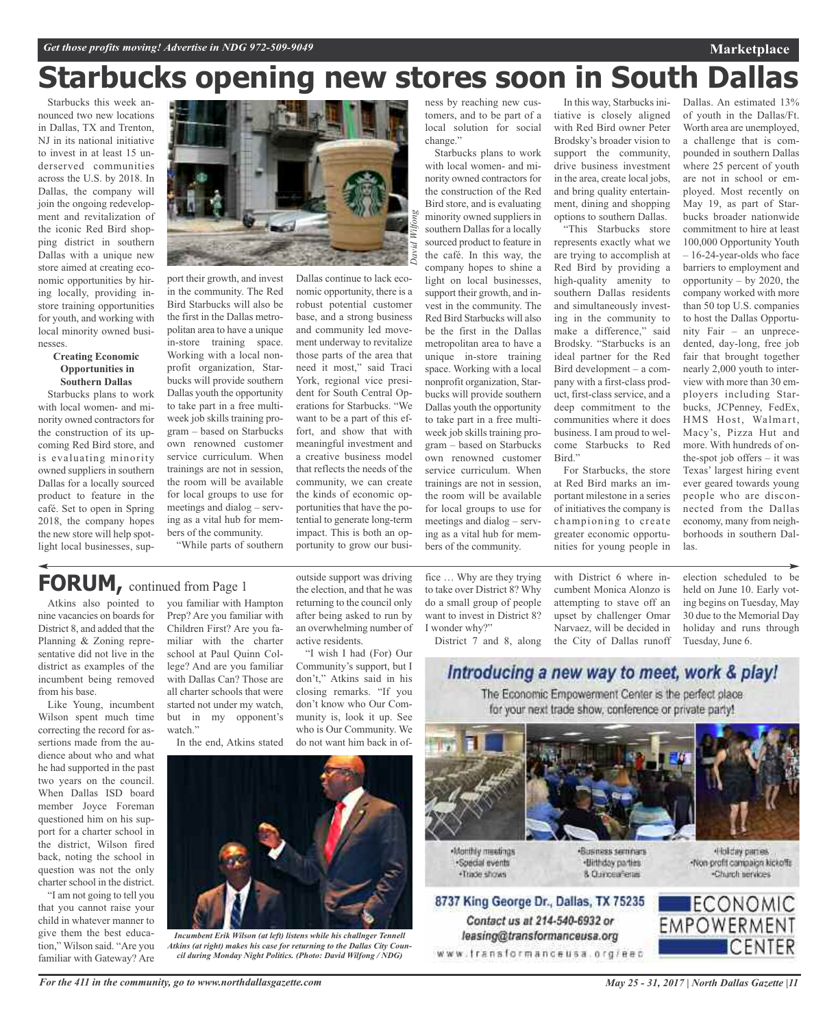# Starbucks opening new stores soon in South Dallas

Starbucks this week announced two new locations in Dallas, TX and Trenton, NJ in its national initiative to invest in at least 15 underserved communities across the U.S. by 2018. In Dallas, the company will join the ongoing redevelopment and revitalization of the iconic Red Bird shopping district in southern Dallas with a unique new store aimed at creating economic opportunities by hiring locally, providing in-store training opportunities for youth, and working with local minority owned businesses.

### Creating Economic Opportunities in Southern Dallas

Starbucks plans to work with local women- and minority owned contractors for the construction of its upcoming Red Bird store, and is evaluating minority owned suppliers in southern Dallas for a locally sourced product to feature in the café. Set to open in Spring 2018, the company hopes the new store will help spotlight local businesses, support their growth, and invest in the community. The Red Bird Starbucks will also be the first in the Dallas metropolitan area to have a unique in-store training space. Working with a local nonprofit organization, Starbucks will provide southern Dallas youth the opportunity to take part in a free multi-week job skills training program – based on Starbucks own renowned customer service curriculum. When trainings are not in session, the room will be available for local groups to use for meetings and dialog – serving as a vital hub for members of the community.

"While parts of southern Dallas continue to lack economic opportunity, there is a robust potential customer base, and a strong business and community led movement underway to revitalize those parts of the area that need it most," said Traci York, regional vice president for South Central Operations for Starbucks. "We want to be a part of this effort, and show that with meaningful investment and a creative business model that reflects the needs of the community, we can create the kinds of economic opportunities that have the potential to generate long-term impact. This is both an opportunity to grow our business by reaching new customers, and to be part of a local solution for social change."

Starbucks plans to work with local women- and minority owned contractors for the construction of the Red Bird store, and is evaluating minority owned suppliers in southern Dallas for a locally sourced product to feature in the café. In this way, the company hopes to shine a light on local businesses, support their growth, and invest in the community. The Red Bird Starbucks will also be the first in the Dallas metropolitan area to have a unique in-store training space. Working with a local nonprofit organization, Starbucks will provide southern Dallas youth the opportunity to take part in a free multi-week job skills training program – based on Starbucks own renowned customer service curriculum. When trainings are not in session, the room will be available for local groups to use for meetings and dialog – serving as a vital hub for members of the community.

In this way, Starbucks initiative is closely aligned with Red Bird owner Peter Brodsky's broader vision to support the community, drive business investment in the area, create local jobs, and bring quality entertainment, dining and shopping options to southern Dallas.

"This Starbucks store represents exactly what we are trying to accomplish at Red Bird by providing a high-quality amenity to southern Dallas residents and simultaneously investing in the community to make a difference," said Brodsky. "Starbucks is an ideal partner for the Red Bird development – a company with a first-class product, first-class service, and a deep commitment to the communities where it does business. I am proud to welcome Starbucks to Red Bird."

For Starbucks, the store at Red Bird marks an important milestone in a series of initiatives the company is championing to create greater economic opportunities for young people in Dallas. An estimated 13% of youth in the Dallas/Ft. Worth area are unemployed, a challenge that is compounded in southern Dallas where 25 percent of youth are not in school or employed. Most recently on May 19, as part of Starbucks broader nationwide commitment to hire at least 100,000 Opportunity Youth – 16-24-year-olds who face barriers to employment and opportunity – by 2020, the company worked with more than 50 top U.S. companies to host the Dallas Opportunity Fair – an unprecedented, day-long, free job fair that brought together nearly 2,000 youth to interview with more than 30 employers including Starbucks, JCPenney, FedEx, HMS Host, Walmart, Macy's, Pizza Hut and more. With hundreds of on-the-spot job offers – it was Texas' largest hiring event ever geared towards young people who are disconnected from the Dallas economy, many from neighborhoods in southern Dallas.

## FORUM, continued from Page 1

Atkins also pointed to nine vacancies on boards for District 8, and added that the Planning & Zoning representative did not live in the district as examples of the incumbent being removed from his base.

Like Young, incumbent Wilson spent much time correcting the record for assertions made from the audience about who and what he had supported in the past two years on the council. When Dallas ISD board member Joyce Foreman questioned him on his support for a charter school in the district, Wilson fired back, noting the school in question was not the only charter school in the district.

"I am not going to tell you that you cannot raise your child in whatever manner to give them the best education," Wilson said. "Are you familiar with Gateway? Are you familiar with Hampton Prep? Are you familiar with Children First? Are you familiar with the charter school at Paul Quinn College? And are you familiar with Dallas Can? Those are all charter schools that were started not under my watch, but in my opponent's watch."

In the end, Atkins stated outside support was driving the election, and that he was returning to the council only after being asked to run by an overwhelming number of active residents.

"I wish I had (For) Our Community's support, but I don't," Atkins said in his closing remarks. "If you don't know who Our Community is, look it up. See who is Our Community. We do not want him back in office … Why are they trying to take over District 8? Why do a small group of people want to invest in District 8? I wonder why?"

District 7 and 8, along with District 6 where incumbent Monica Alonzo is attempting to stave off an upset by challenger Omar Narvaez, will be decided in the City of Dallas runoff election scheduled to be held on June 10. Early voting begins on Tuesday, May 30 due to the Memorial Day holiday and runs through Tuesday, June 6.

*Incumbent Erik Wilson (at left) listens while his challnger Tennell Atkins (at right) makes his case for returning to the Dallas City Council during Monday Night Politics. (Photo: David Wilfong / NDG)*

## Introducing a new way to meet, work & play!

The Economic Empowerment Center is the perfect place for your next trade show, conference or private party!

- Monthly meetings
- Special events
- Trade shows
- Business seminars
- Birthday parties
- & Quinceañeras
- Holiday parties
- Non-profit campaign kickoffs
- Church services

**8737 King George Dr., Dallas, TX 75235**
Contact us at 214-540-6932 or leasing@transformanceusa.org
www.transformanceusa.org/eec

ECONOMIC EMPOWERMENT CENTER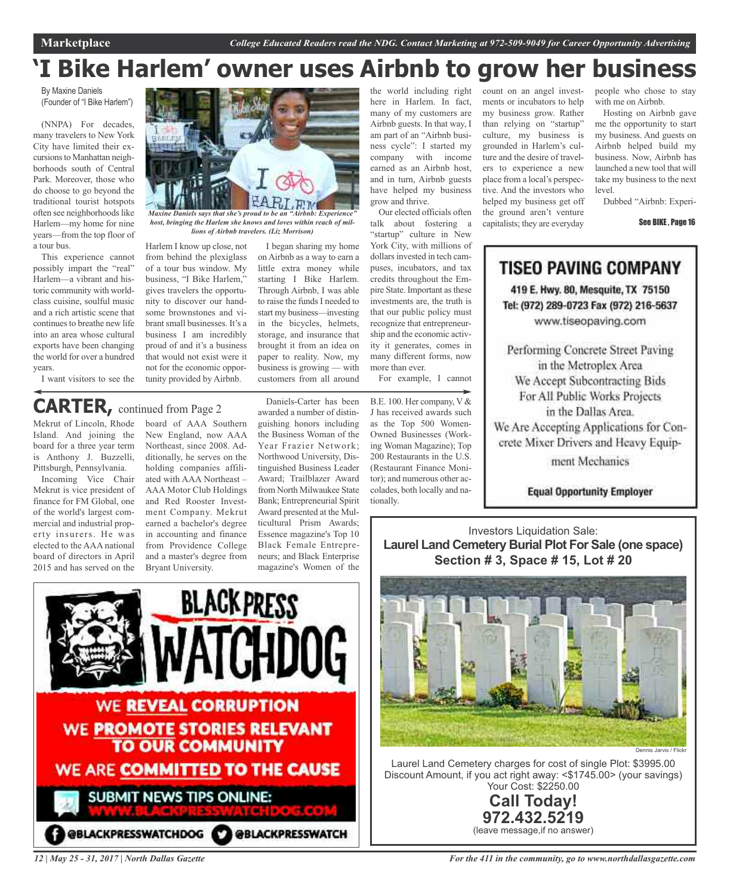# 'I Bike Harlem' owner uses Airbnb to grow her business

By Maxine Daniels
(Founder of "I Bike Harlem")

(NNPA) For decades, many travelers to New York City have limited their excursions to Manhattan neighborhoods south of Central Park. Moreover, those who do choose to go beyond the traditional tourist hotspots often see neighborhoods like Harlem—my home for nine years—from the top floor of a tour bus.

This experience cannot possibly impart the "real" Harlem—a vibrant and historic community with world-class cuisine, soulful music and a rich artistic scene that continues to breathe new life into an area whose cultural exports have been changing the world for over a hundred years.

I want visitors to see the Harlem I know up close, not from behind the plexiglass of a tour bus window. My business, "I Bike Harlem," gives travelers the opportunity to discover our handsome brownstones and vibrant small businesses. It's a business I am incredibly proud of and it's a business that would not exist were it not for the economic opportunity provided by Airbnb.

*Maxine Daniels says that she's proud to be an "Airbnb: Experience" host, bringing the Harlem she knows and loves within reach of millions of Airbnb travelers. (Liz Morrison)*

I began sharing my home on Airbnb as a way to earn a little extra money while starting I Bike Harlem. Through Airbnb, I was able to raise the funds I needed to start my business—investing in the bicycles, helmets, storage, and insurance that brought it from an idea on paper to reality. Now, my business is growing — with customers from all around the world including right here in Harlem. In fact, many of my customers are Airbnb guests. In that way, I am part of an "Airbnb business cycle": I started my company with income earned as an Airbnb host, and in turn, Airbnb guests have helped my business grow and thrive.

Our elected officials often talk about fostering a "startup" culture in New York City, with millions of dollars invested in tech campuses, incubators, and tax credits throughout the Empire State. Important as these investments are, the truth is that our public policy must recognize that entrepreneurship and the economic activity it generates, comes in many different forms, now more than ever.

For example, I cannot count on an angel investments or incubators to help my business grow. Rather than relying on "startup" culture, my business is grounded in Harlem's culture and the desire of travelers to experience a new place from a local's perspective. And the investors who helped my business get off the ground aren't venture capitalists; they are everyday people who chose to stay with me on Airbnb.

Hosting on Airbnb gave me the opportunity to start my business. And guests on Airbnb helped build my business. Now, Airbnb has launched a new tool that will take my business to the next level.

Dubbed "Airbnb: Experi-

**See BIKE, Page 16**

---

## CARTER, continued from Page 2

Mekrut of Lincoln, Rhode Island. And joining the board for a three year term is Anthony J. Buzzelli, Pittsburgh, Pennsylvania.

Incoming Vice Chair Mekrut is vice president of finance for FM Global, one of the world's largest commercial and industrial property insurers. He was elected to the AAA national board of directors in April 2015 and has served on the board of AAA Southern New England, now AAA Northeast, since 2008. Additionally, he serves on the holding companies affiliated with AAA Northeast – AAA Motor Club Holdings and Red Rooster Investment Company. Mekrut earned a bachelor's degree in accounting and finance from Providence College and a master's degree from Bryant University.

Daniels-Carter has been awarded a number of distinguishing honors including the Business Woman of the Year Frazier Network; Northwood University, Distinguished Business Leader Award; Trailblazer Award from North Milwaukee State Bank; Entrepreneurial Spirit Award presented at the Multicultural Prism Awards; Essence magazine's Top 10 Black Female Entrepreneurs; and Black Enterprise magazine's Women of the B.E. 100. Her company, V & J has received awards such as the Top 500 Women-Owned Businesses (Working Woman Magazine); Top 200 Restaurants in the U.S. (Restaurant Finance Monitor); and numerous other accolades, both locally and nationally.

---

**TISEO PAVING COMPANY**

419 E. Hwy. 80, Mesquite, TX 75150
Tel: (972) 289-0723 Fax (972) 216-5637
www.tiseopaving.com

Performing Concrete Street Paving in the Metroplex Area
We Accept Subcontracting Bids For All Public Works Projects in the Dallas Area.
We Are Accepting Applications for Concrete Mixer Drivers and Heavy Equipment Mechanics

**Equal Opportunity Employer**

---

**BLACK PRESS WATCHDOG**

WE **REVEAL CORRUPTION**
WE **PROMOTE STORIES RELEVANT TO OUR COMMUNITY**
WE ARE **COMMITTED TO THE CAUSE**

SUBMIT NEWS TIPS ONLINE: WWW.BLACKPRESSWATCHDOG.COM

@BLACKPRESSWATCHDOG @BLACKPRESSWATCH

---

Investors Liquidation Sale:
**Laurel Land Cemetery Burial Plot For Sale (one space)**
**Section # 3, Space # 15, Lot # 20**

Dennis Jarvis / Flickr

Laurel Land Cemetery charges for cost of single Plot: $3995.00
Discount Amount, if you act right away: <$1745.00> (your savings)
Your Cost: $2250.00

**Call Today!**
**972.432.5219**
(leave message,if no answer)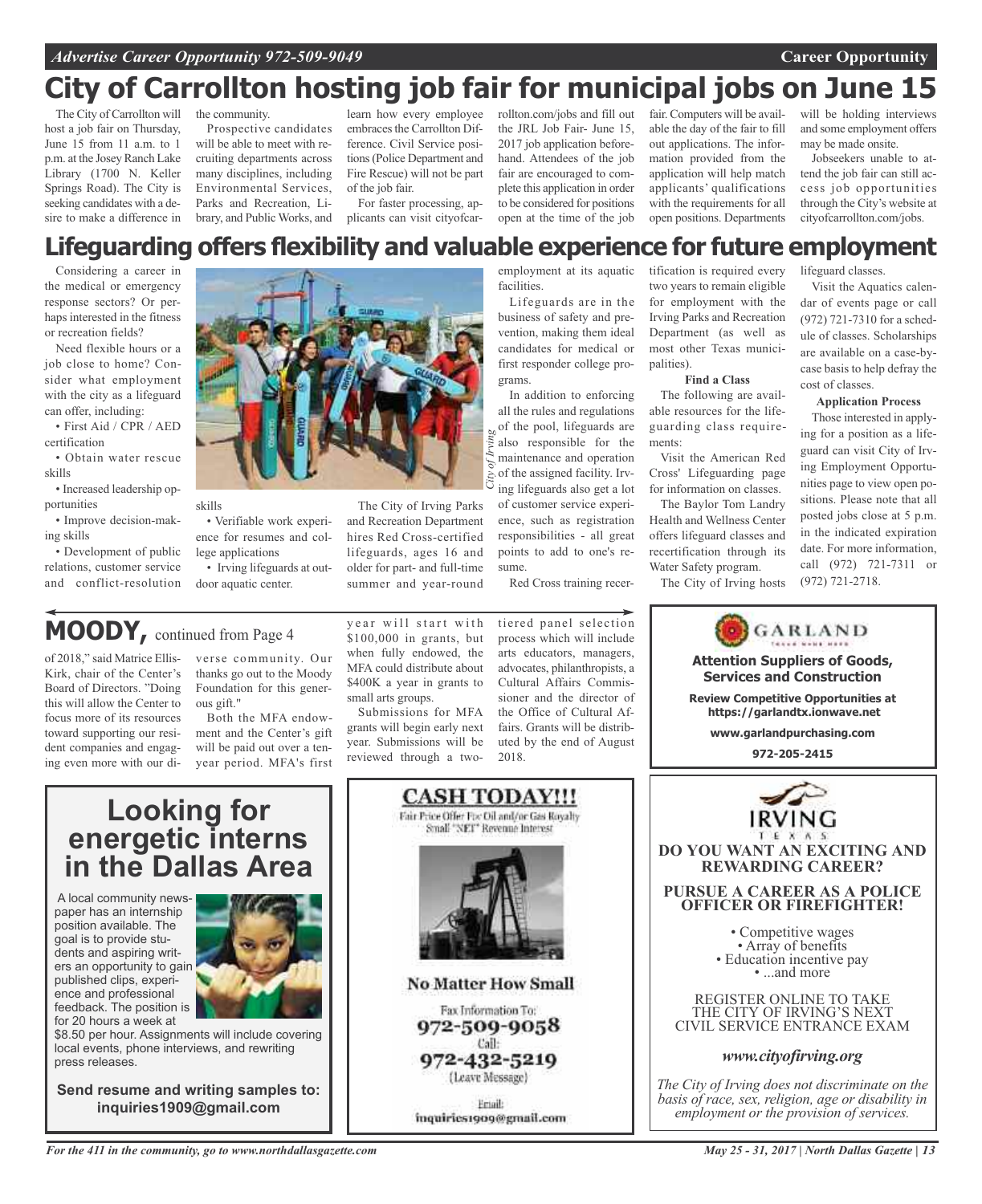# City of Carrollton hosting job fair for municipal jobs on June 15

The City of Carrollton will host a job fair on Thursday, June 15 from 11 a.m. to 1 p.m. at the Josey Ranch Lake Library (1700 N. Keller Springs Road). The City is seeking candidates with a desire to make a difference in the community.

Prospective candidates will be able to meet with recruiting departments across many disciplines, including Environmental Services, Parks and Recreation, Library, and Public Works, and learn how every employee embraces the Carrollton Difference. Civil Service positions (Police Department and Fire Rescue) will not be part of the job fair.

For faster processing, applicants can visit cityofcarrollton.com/jobs and fill out the JRL Job Fair- June 15, 2017 job application beforehand. Attendees of the job fair are encouraged to complete this application in order to be considered for positions open at the time of the job fair. Computers will be available the day of the fair to fill out applications. The information provided from the application will help match applicants' qualifications with the requirements for all open positions. Departments will be holding interviews and some employment offers may be made onsite.

Jobseekers unable to attend the job fair can still access job opportunities through the City's website at cityofcarrollton.com/jobs.

# Lifeguarding offers flexibility and valuable experience for future employment

Considering a career in the medical or emergency response sectors? Or perhaps interested in the fitness or recreation fields?

Need flexible hours or a job close to home? Consider what employment with the city as a lifeguard can offer, including:

- First Aid / CPR / AED certification
- Obtain water rescue skills
- Increased leadership opportunities
- Improve decision-making skills
- Development of public relations, customer service and conflict-resolution skills
- Verifiable work experience for resumes and college applications
- Irving lifeguards at outdoor aquatic center.

*City of Irving*

The City of Irving Parks and Recreation Department hires Red Cross-certified lifeguards, ages 16 and older for part- and full-time summer and year-round employment at its aquatic facilities.

Lifeguards are in the business of safety and prevention, making them ideal candidates for medical or first responder college programs.

In addition to enforcing all the rules and regulations of the pool, lifeguards are also responsible for the maintenance and operation of the assigned facility. Irving lifeguards also get a lot of customer service experience, such as registration responsibilities - all great points to add to one's resume.

Red Cross training recertification is required every two years to remain eligible for employment with the Irving Parks and Recreation Department (as well as most other Texas municipalities).

**Find a Class**

The following are available resources for the lifeguarding class requirements:

Visit the American Red Cross' Lifeguarding page for information on classes.

The Baylor Tom Landry Health and Wellness Center offers lifeguard classes and recertification through its Water Safety program.

The City of Irving hosts lifeguard classes.

Visit the Aquatics calendar of events page or call (972) 721-7310 for a schedule of classes. Scholarships are available on a case-by-case basis to help defray the cost of classes.

**Application Process**

Those interested in applying for a position as a lifeguard can visit City of Irving Employment Opportunities page to view open positions. Please note that all posted jobs close at 5 p.m. in the indicated expiration date. For more information, call (972) 721-7311 or (972) 721-2718.

## MOODY, continued from Page 4

of 2018," said Matrice Ellis-Kirk, chair of the Center's Board of Directors. "Doing this will allow the Center to focus more of its resources toward supporting our resident companies and engaging even more with our diverse community. Our thanks go out to the Moody Foundation for this generous gift."

Both the MFA endowment and the Center's gift will be paid out over a ten-year period. MFA's first year will start with $100,000 in grants, but when fully endowed, the MFA could distribute about $400K a year in grants to small arts groups.

Submissions for MFA grants will begin early next year. Submissions will be reviewed through a two-tiered panel selection process which will include arts educators, managers, advocates, philanthropists, a Cultural Affairs Commissioner and the director of the Office of Cultural Affairs. Grants will be distributed by the end of August 2018.

**GARLAND**

**Attention Suppliers of Goods, Services and Construction**

**Review Competitive Opportunities at https://garlandtx.ionwave.net**

**www.garlandpurchasing.com**

**972-205-2415**

## Looking for energetic interns in the Dallas Area

A local community newspaper has an internship position available. The goal is to provide students and aspiring writers an opportunity to gain published clips, experience and professional feedback. The position is for 20 hours a week at $8.50 per hour. Assignments will include covering local events, phone interviews, and rewriting press releases.

**Send resume and writing samples to: inquiries1909@gmail.com**

## CASH TODAY!!!

Fair Price Offer For Oil and/or Gas Royalty
Small "NET" Revenue Interest

**No Matter How Small**

Fax Information To:
972-509-9058
Call:
972-432-5219
(Leave Message)

Email:
inquiries1909@gmail.com

**IRVING TEXAS**

**DO YOU WANT AN EXCITING AND REWARDING CAREER?**

**PURSUE A CAREER AS A POLICE OFFICER OR FIREFIGHTER!**

- Competitive wages
- Array of benefits
- Education incentive pay
- ...and more

REGISTER ONLINE TO TAKE THE CITY OF IRVING'S NEXT CIVIL SERVICE ENTRANCE EXAM

***www.cityofirving.org***

*The City of Irving does not discriminate on the basis of race, sex, religion, age or disability in employment or the provision of services.*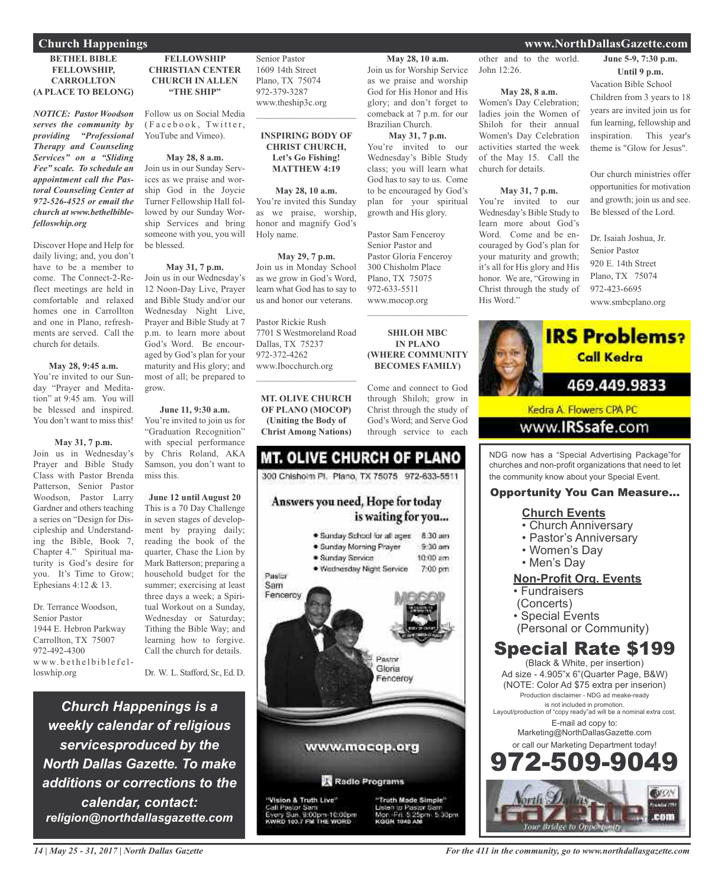## Church Happenings

### BETHEL BIBLE FELLOWSHIP, CARROLLTON (A PLACE TO BELONG)

***NOTICE: Pastor Woodson serves the community by providing "Professional Therapy and Counseling Services" on a "Sliding Fee" scale. To schedule an appointment call the Pastoral Counseling Center at 972-526-4525 or email the church at www.bethelbiblefelloswhip.org***

Discover Hope and Help for daily living; and, you don't have to be a member to come. The Connect-2-Reflect meetings are held in comfortable and relaxed homes one in Carrollton and one in Plano, refreshments are served. Call the church for details.

**May 28, 9:45 a.m.**
You're invited to our Sunday "Prayer and Meditation" at 9:45 am. You will be blessed and inspired. You don't want to miss this!

**May 31, 7 p.m.**
Join us in Wednesday's Prayer and Bible Study Class with Pastor Brenda Patterson, Senior Pastor Woodson, Pastor Larry Gardner and others teaching a series on "Design for Discipleship and Understanding the Bible, Book 7, Chapter 4." Spiritual maturity is God's desire for you. It's Time to Grow; Ephesians 4:12 & 13.

Dr. Terrance Woodson,
Senior Pastor
1944 E. Hebron Parkway
Carrollton, TX 75007
972-492-4300
www.bethelbiblefelloswhip.org

### FELLOWSHIP CHRISTIAN CENTER CHURCH IN ALLEN "THE SHIP"

Follow us on Social Media (Facebook, Twitter, YouTube and Vimeo).

**May 28, 8 a.m.**
Join us in our Sunday Services as we praise and worship God in the Joycie Turner Fellowship Hall followed by our Sunday Worship Services and bring someone with you, you will be blessed.

**May 31, 7 p.m.**
Join us in our Wednesday's 12 Noon-Day Live, Prayer and Bible Study and/or our Wednesday Night Live, Prayer and Bible Study at 7 p.m. to learn more about God's Word. Be encouraged by God's plan for your maturity and His glory; and most of all; be prepared to grow.

**June 11, 9:30 a.m.**
You're invited to join us for "Graduation Recognition" with special performance by Chris Roland, AKA Samson, you don't want to miss this.

**June 12 until August 20**
This is a 70 Day Challenge in seven stages of development by praying daily; reading the book of the quarter, Chase the Lion by Mark Batterson; preparing a household budget for the summer; exercising at least three days a week; a Spiritual Workout on a Sunday, Wednesday or Saturday; Tithing the Bible Way; and learning how to forgive. Call the church for details.

Dr. W. L. Stafford, Sr., Ed. D.
Senior Pastor
1609 14th Street
Plano, TX 75074
972-379-3287
www.theship3c.org

### INSPIRING BODY OF CHRIST CHURCH, Let's Go Fishing! MATTHEW 4:19

**May 28, 10 a.m.**
You're invited this Sunday as we praise, worship, honor and magnify God's Holy name.

**May 29, 7 p.m.**
Join us in Monday School as we grow in God's Word, learn what God has to say to us and honor our veterans.

Pastor Rickie Rush
7701 S Westmoreland Road
Dallas, TX 75237
972-372-4262
www.Ibocchurch.org

### MT. OLIVE CHURCH OF PLANO (MOCOP) (Uniting the Body of Christ Among Nations)

**May 28, 10 a.m.**
Join us for Worship Service as we praise and worship God for His Honor and His glory; and don't forget to comeback at 7 p.m. for our Brazilian Church.

**May 31, 7 p.m.**
You're invited to our Wednesday's Bible Study class; you will learn what God has to say to us. Come to be encouraged by God's plan for your spiritual growth and His glory.

Pastor Sam Fenceroy
Senior Pastor and
Pastor Gloria Fenceroy
300 Chisholm Place
Plano, TX 75075
972-633-5511
www.mocop.org

### SHILOH MBC IN PLANO (WHERE COMMUNITY BECOMES FAMILY)

Come and connect to God through Shiloh; grow in Christ through the study of God's Word; and Serve God through service to each other and to the world. John 12:26.

**May 28, 8 a.m.**
Women's Day Celebration; ladies join the Women of Shiloh for their annual Women's Day Celebration activities started the week of the May 15. Call the church for details.

**May 31, 7 p.m.**
You're invited to our Wednesday's Bible Study to learn more about God's Word. Come and be encouraged by God's plan for your maturity and growth; it's all for His glory and His honor. We are, "Growing in Christ through the study of His Word."

**June 5-9, 7:30 p.m.**
**Until 9 p.m.**
Vacation Bible School
Children from 3 years to 18 years are invited join us for fun learning, fellowship and inspiration. This year's theme is "Glow for Jesus".

Our church ministries offer opportunities for motivation and growth; join us and see. Be blessed of the Lord.

Dr. Isaiah Joshua, Jr.
Senior Pastor
920 E. 14th Street
Plano, TX 75074
972-423-6695
www.smbcplano.org

***Church Happenings is a weekly calendar of religious servicesproduced by the North Dallas Gazette. To make additions or corrections to the calendar, contact: religion@northdallasgazette.com***

---

**MT. OLIVE CHURCH OF PLANO**
300 Chisholm Pl. Plano, TX 75075 972-633-5511

**Answers you need, Hope for today is waiting for you...**

- Sunday School for all ages 8:30 am
- Sunday Morning Prayer 9:30 am
- Sunday Service 10:00 am
- Wednesday Night Service 7:00 pm

Pastor Sam Fenceroy
Pastor Gloria Fenceroy

www.mocop.org

Radio Programs

"Vision & Truth Live" Call Pastor Sam Every Sun. 9:00pm-10:00pm KWRD 103.7 FM THE WORD

"Truth Made Simple" Listen to Pastor Sam Mon.-Fri. 5:25pm-5:30pm KGGR 1040 AM

---

**IRS Problems? Call Kedra**
469.449.9833
Kedra A. Flowers CPA PC
www.IRSsafe.com

---

NDG now has a "Special Advertising Package"for churches and non-profit organizations that need to let the community know about your Special Event.

**Opportunity You Can Measure...**

**Church Events**
- Church Anniversary
- Pastor's Anniversary
- Women's Day
- Men's Day

**Non-Profit Org. Events**
- Fundraisers (Concerts)
- Special Events (Personal or Community)

**Special Rate $199**
(Black & White, per insertion)
Ad size - 4.905"x 6"(Quarter Page, B&W)
(NOTE: Color Ad $75 extra per inserion)
Production disclaimer - NDG ad meake-ready is not included in promotion.
Layout/production of "copy ready"ad will be a nominal extra cost.
E-mail ad copy to:
Marketing@NorthDallasGazette.com
or call our Marketing Department today!
**972-509-9049**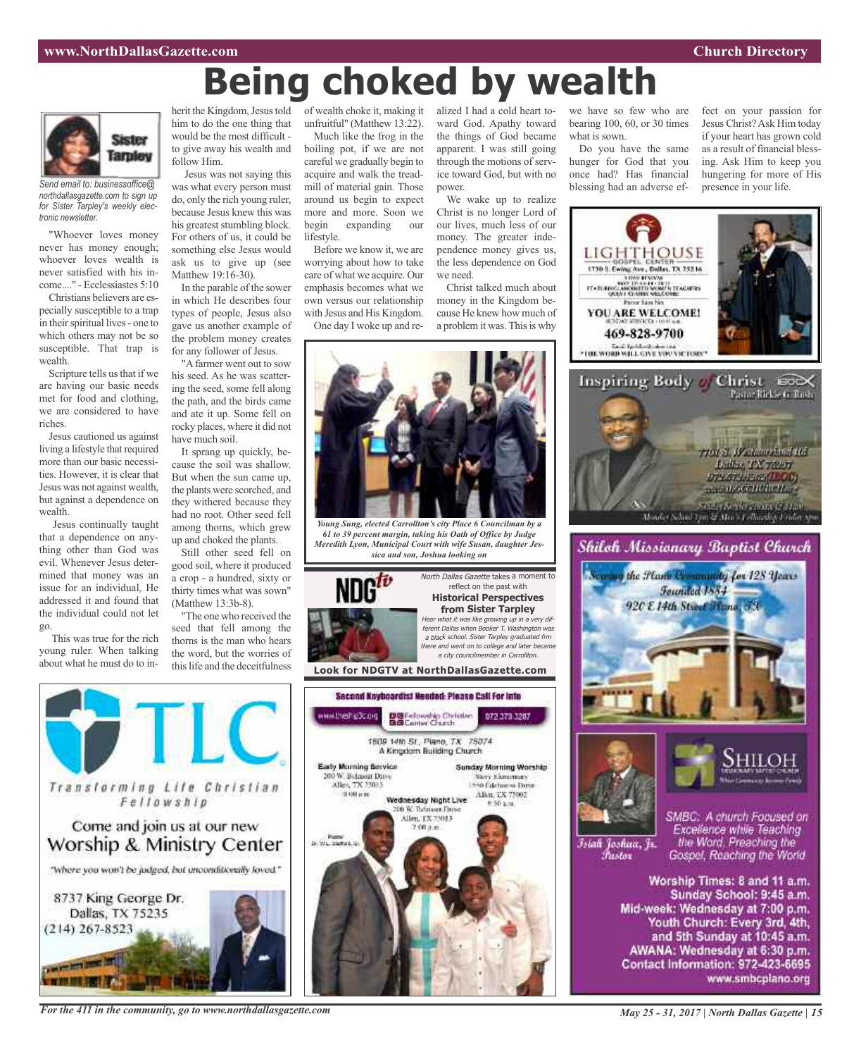# Being choked by wealth

*Send email to: businessoffice@northdallasgazette.com to sign up for Sister Tarpley's weekly electronic newsletter.*

"Whoever loves money never has money enough; whoever loves wealth is never satisfied with his income...." - Ecclesiastes 5:10

Christians believers are especially susceptible to a trap in their spiritual lives - one to which others may not be so susceptible. That trap is wealth.

Scripture tells us that if we are having our basic needs met for food and clothing, we are considered to have riches.

Jesus cautioned us against living a lifestyle that required more than our basic necessities. However, it is clear that Jesus was not against wealth, but against a dependence on wealth.

Jesus continually taught that a dependence on anything other than God was evil. Whenever Jesus determined that money was an issue for an individual, He addressed it and found that the individual could not let go.

This was true for the rich young ruler. When talking about what he must do to inherit the Kingdom, Jesus told him to do the one thing that would be the most difficult - to give away his wealth and follow Him.

Jesus was not saying this was what every person must do, only the rich young ruler, because Jesus knew this was his greatest stumbling block. For others of us, it could be something else Jesus would ask us to give up (see Matthew 19:16-30).

In the parable of the sower in which He describes four types of people, Jesus also gave us another example of the problem money creates for any follower of Jesus.

"A farmer went out to sow his seed. As he was scattering the seed, some fell along the path, and the birds came and ate it up. Some fell on rocky places, where it did not have much soil.

It sprang up quickly, because the soil was shallow. But when the sun came up, the plants were scorched, and they withered because they had no root. Other seed fell among thorns, which grew up and choked the plants.

Still other seed fell on good soil, where it produced a crop - a hundred, sixty or thirty times what was sown" (Matthew 13:3b-8).

"The one who received the seed that fell among the thorns is the man who hears the word, but the worries of this life and the deceitfulness of wealth choke it, making it unfruitful" (Matthew 13:22).

Much like the frog in the boiling pot, if we are not careful we gradually begin to acquire and walk the treadmill of material gain. Those around us begin to expect more and more. Soon we begin expanding our lifestyle.

Before we know it, we are worrying about how to take care of what we acquire. Our emphasis becomes what we own versus our relationship with Jesus and His Kingdom.

One day I woke up and realized I had a cold heart toward God. Apathy toward the things of God became apparent. I was still going through the motions of service toward God, but with no power.

We wake up to realize Christ is no longer Lord of our lives, much less of our money. The greater independence money gives us, the less dependence on God we need.

Christ talked much about money in the Kingdom because He knew how much of a problem it was. This is why we have so few who are bearing 100, 60, or 30 times what is sown.

Do you have the same hunger for God that you once had? Has financial blessing had an adverse effect on your passion for Jesus Christ? Ask Him today if your heart has grown cold as a result of financial blessing. Ask Him to keep you hungering for more of His presence in your life.

*Young Sung, elected Carrollton's city Place 6 Councilman by a 61 to 39 percent margin, taking his Oath of Office by Judge Meredith Lyon, Municipal Court with wife Susan, daughter Jessica and son, Joshua looking on*

*North Dallas Gazette* takes a moment to reflect on the past with **Historical Perspectives from Sister Tarpley**

*Hear what it was like growing up in a very different Dallas when Booker T. Washington was a black school. Sister Tarpley graduated frm there and went on to college and later became a city councilmember in Carrollton.*

**Look for NDGTV at NorthDallasGazette.com**

---

**LIGHTHOUSE GOSPEL CENTER**
1730 S. Ewing Ave., Dallas, TX 75216
YOU ARE WELCOME!
469-828-9700
"THE WORD WILL GIVE YOU VICTORY"

---

**Inspiring Body of Christ Church**
Pastor Rickie G. Rush
7701 S. Westmoreland Rd
Dallas, TX 75237
Monday School 7pm & Men's Fellowship Friday 8pm

---

**Shiloh Missionary Baptist Church**
Serving the Plano Community for 128 Years
Founded 1884
920 E 14th Street Plano, TX

Israel Joshua, Jr.
Pastor

SMBC: A church Focused on Excellence while Teaching the Word, Preaching the Gospel, Reaching the World

Worship Times: 8 and 11 a.m.
Sunday School: 9:45 a.m.
Mid-week: Wednesday at 7:00 p.m.
Youth Church: Every 3rd, 4th, and 5th Sunday at 10:45 a.m.
AWANA: Wednesday at 6:30 p.m.
Contact Information: 972-423-6695
www.smbcplano.org

---

**TLC**
Transforming Life Christian Fellowship

Come and join us at our new Worship & Ministry Center

"Where you won't be judged, but unconditionally loved."

8737 King George Dr.
Dallas, TX 75235
(214) 267-8523

---

**Second Keyboardist Needed: Please Call For Info**

www.theship3c.org | Fellowship Christian Center Church | 972 379 3287

1609 14th St., Plano, TX 75074
A Kingdom Building Church

Early Morning Service
200 W. Belmont Drive
Allen, TX 75013
8:00 a.m.

Sunday Morning Worship
Story Elementary
1550 Edelweiss Drive
Allen, TX 75002
9:30 a.m.

Wednesday Night Live
200 W. Belmont Drive
Allen, TX 75013
7:00 p.m.

Pastor
Dr. W.L. Stafford, Sr.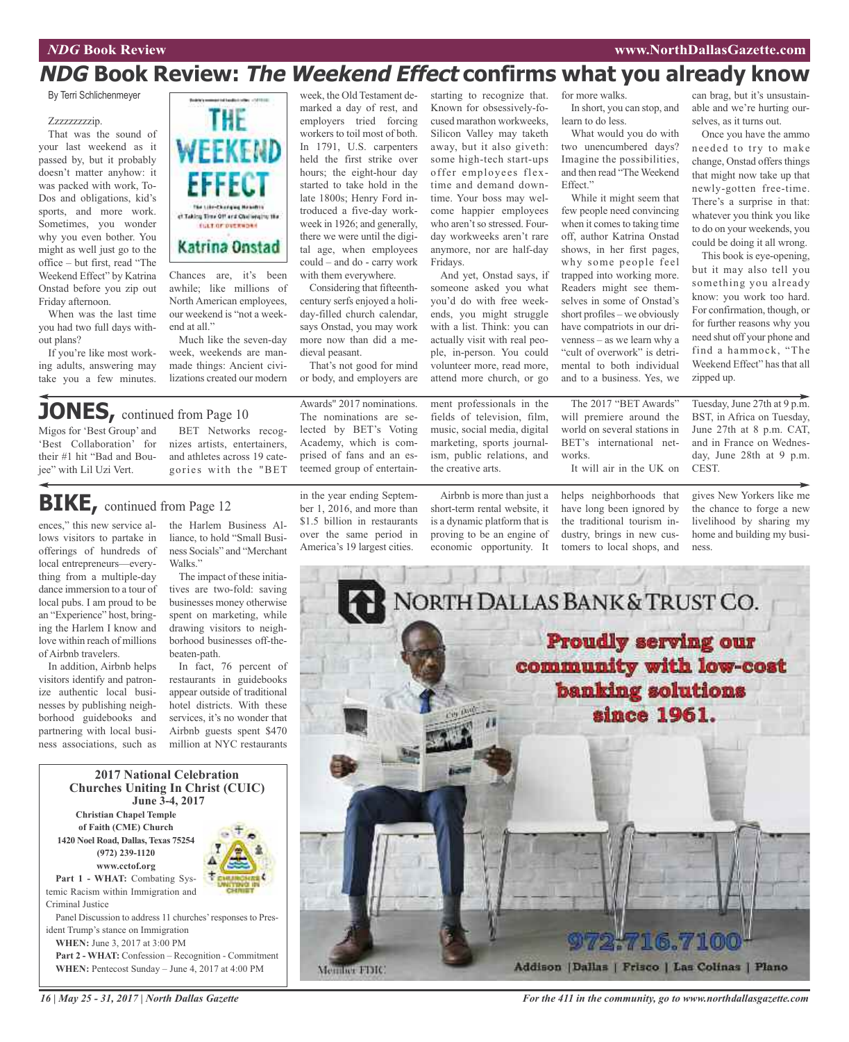# *NDG* Book Review: *The Weekend Effect* confirms what you already know

By Terri Schlichenmeyer

Zzzzzzzzzip.

That was the sound of your last weekend as it passed by, but it probably doesn't matter anyhow: it was packed with work, To-Dos and obligations, kid's sports, and more work. Sometimes, you wonder why you even bother. You might as well just go to the office – but first, read "The Weekend Effect" by Katrina Onstad before you zip out Friday afternoon.

When was the last time you had two full days without plans?

If you're like most working adults, answering may take you a few minutes. Chances are, it's been awhile; like millions of North American employees, our weekend is "not a weekend at all."

Much like the seven-day week, weekends are man-made things: Ancient civilizations created our modern week, the Old Testament demarked a day of rest, and employers tried forcing workers to toil most of both. In 1791, U.S. carpenters held the first strike over hours; the eight-hour day started to take hold in the late 1800s; Henry Ford introduced a five-day workweek in 1926; and generally, there we were until the digital age, when employees could – and do - carry work with them everywhere.

Considering that fifteenth-century serfs enjoyed a holiday-filled church calendar, says Onstad, you may work more now than did a medieval peasant.

That's not good for mind or body, and employers are starting to recognize that. Known for obsessively-focused marathon workweeks, Silicon Valley may taketh away, but it also giveth: some high-tech start-ups offer employees flextime and demand downtime. Your boss may welcome happier employees who aren't so stressed. Four-day workweeks aren't rare anymore, nor are half-day Fridays.

And yet, Onstad says, if someone asked you what you'd do with free weekends, you might struggle with a list. Think: you can actually visit with real people, in-person. You could volunteer more, read more, attend more church, or go for more walks.

In short, you can stop, and learn to do less.

What would you do with two unencumbered days? Imagine the possibilities, and then read "The Weekend Effect."

While it might seem that few people need convincing when it comes to taking time off, author Katrina Onstad shows, in her first pages, why some people feel trapped into working more. Readers might see themselves in some of Onstad's short profiles – we obviously have compatriots in our drivenness – as we learn why a "cult of overwork" is detrimental to both individual and to a business. Yes, we can brag, but it's unsustainable and we're hurting ourselves, as it turns out.

Once you have the ammo needed to try to make change, Onstad offers things that might now take up that newly-gotten free-time. There's a surprise in that: whatever you think you like to do on your weekends, you could be doing it all wrong.

This book is eye-opening, but it may also tell you something you already know: you work too hard. For confirmation, though, or for further reasons why you need shut off your phone and find a hammock, "The Weekend Effect" has that all zipped up.

---

## JONES, continued from Page 10

Migos for 'Best Group' and 'Best Collaboration' for their #1 hit "Bad and Boujee" with Lil Uzi Vert.

BET Networks recognizes artists, entertainers, and athletes across 19 categories with the "BET Awards" 2017 nominations. The nominations are selected by BET's Voting Academy, which is comprised of fans and an esteemed group of entertainment professionals in the fields of television, film, music, social media, digital marketing, sports journalism, public relations, and the creative arts.

The 2017 "BET Awards" will premiere around the world on several stations in BET's international networks.

It will air in the UK on Tuesday, June 27th at 9 p.m. BST, in Africa on Tuesday, June 27th at 8 p.m. CAT, and in France on Wednesday, June 28th at 9 p.m. CEST.

---

## BIKE, continued from Page 12

ences," this new service allows visitors to partake in offerings of hundreds of local entrepreneurs—everything from a multiple-day dance immersion to a tour of local pubs. I am proud to be an "Experience" host, bringing the Harlem I know and love within reach of millions of Airbnb travelers.

In addition, Airbnb helps visitors identify and patronize authentic local businesses by publishing neighborhood guidebooks and partnering with local business associations, such as the Harlem Business Alliance, to hold "Small Business Socials" and "Merchant Walks."

The impact of these initiatives are two-fold: saving businesses money otherwise spent on marketing, while drawing visitors to neighborhood businesses off-the-beaten-path.

In fact, 76 percent of restaurants in guidebooks appear outside of traditional hotel districts. With these services, it's no wonder that Airbnb guests spent $470 million at NYC restaurants in the year ending September 1, 2016, and more than $1.5 billion in restaurants over the same period in America's 19 largest cities.

Airbnb is more than just a short-term rental website, it is a dynamic platform that is proving to be an engine of economic opportunity. It helps neighborhoods that have long been ignored by the traditional tourism industry, brings in new customers to local shops, and gives New Yorkers like me the chance to forge a new livelihood by sharing my home and building my business.

---

**2017 National Celebration**
**Churches Uniting In Christ (CUIC)**
**June 3-4, 2017**

**Christian Chapel Temple of Faith (CME) Church**
**1420 Noel Road, Dallas, Texas 75254**
**(972) 239-1120**
**www.cctof.org**

**Part 1 - WHAT:** Combating Systemic Racism within Immigration and Criminal Justice

Panel Discussion to address 11 churches' responses to President Trump's stance on Immigration

**WHEN:** June 3, 2017 at 3:00 PM

**Part 2 - WHAT:** Confession – Recognition - Commitment

**WHEN:** Pentecost Sunday – June 4, 2017 at 4:00 PM

---

NORTH DALLAS BANK & TRUST CO.

Proudly serving our community with low-cost banking solutions since 1961.

972.716.7100

Addison | Dallas | Frisco | Las Colinas | Plano

Member FDIC